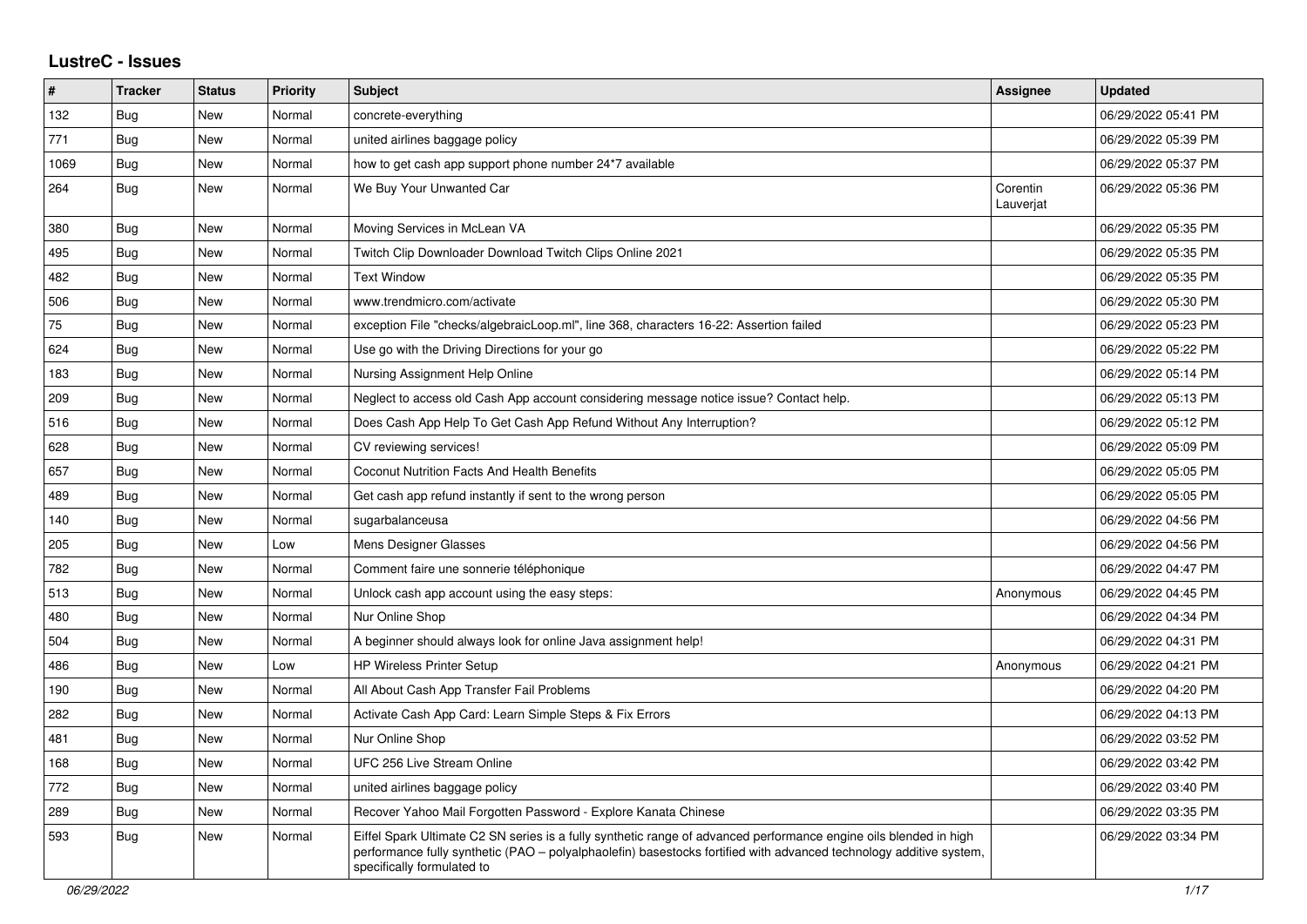# LustreC - Issues

| # | Tracker | Status | Priority | Subject | Assignee | Updated |
|---|---|---|---|---|---|---|
| 132 | Bug | New | Normal | concrete-everything | | 06/29/2022 05:41 PM |
| 771 | Bug | New | Normal | united airlines baggage policy | | 06/29/2022 05:39 PM |
| 1069 | Bug | New | Normal | how to get cash app support phone number 24*7 available | | 06/29/2022 05:37 PM |
| 264 | Bug | New | Normal | We Buy Your Unwanted Car | Corentin Lauverjat | 06/29/2022 05:36 PM |
| 380 | Bug | New | Normal | Moving Services in McLean VA | | 06/29/2022 05:35 PM |
| 495 | Bug | New | Normal | Twitch Clip Downloader Download Twitch Clips Online 2021 | | 06/29/2022 05:35 PM |
| 482 | Bug | New | Normal | Text Window | | 06/29/2022 05:35 PM |
| 506 | Bug | New | Normal | www.trendmicro.com/activate | | 06/29/2022 05:30 PM |
| 75 | Bug | New | Normal | exception File "checks/algebraicLoop.ml", line 368, characters 16-22: Assertion failed | | 06/29/2022 05:23 PM |
| 624 | Bug | New | Normal | Use go with the Driving Directions for your go | | 06/29/2022 05:22 PM |
| 183 | Bug | New | Normal | Nursing Assignment Help Online | | 06/29/2022 05:14 PM |
| 209 | Bug | New | Normal | Neglect to access old Cash App account considering message notice issue? Contact help. | | 06/29/2022 05:13 PM |
| 516 | Bug | New | Normal | Does Cash App Help To Get Cash App Refund Without Any Interruption? | | 06/29/2022 05:12 PM |
| 628 | Bug | New | Normal | CV reviewing services! | | 06/29/2022 05:09 PM |
| 657 | Bug | New | Normal | Coconut Nutrition Facts And Health Benefits | | 06/29/2022 05:05 PM |
| 489 | Bug | New | Normal | Get cash app refund instantly if sent to the wrong person | | 06/29/2022 05:05 PM |
| 140 | Bug | New | Normal | sugarbalanceusa | | 06/29/2022 04:56 PM |
| 205 | Bug | New | Low | Mens Designer Glasses | | 06/29/2022 04:56 PM |
| 782 | Bug | New | Normal | Comment faire une sonnerie téléphonique | | 06/29/2022 04:47 PM |
| 513 | Bug | New | Normal | Unlock cash app account using the easy steps: | Anonymous | 06/29/2022 04:45 PM |
| 480 | Bug | New | Normal | Nur Online Shop | | 06/29/2022 04:34 PM |
| 504 | Bug | New | Normal | A beginner should always look for online Java assignment help! | | 06/29/2022 04:31 PM |
| 486 | Bug | New | Low | HP Wireless Printer Setup | Anonymous | 06/29/2022 04:21 PM |
| 190 | Bug | New | Normal | All About Cash App Transfer Fail Problems | | 06/29/2022 04:20 PM |
| 282 | Bug | New | Normal | Activate Cash App Card: Learn Simple Steps & Fix Errors | | 06/29/2022 04:13 PM |
| 481 | Bug | New | Normal | Nur Online Shop | | 06/29/2022 03:52 PM |
| 168 | Bug | New | Normal | UFC 256 Live Stream Online | | 06/29/2022 03:42 PM |
| 772 | Bug | New | Normal | united airlines baggage policy | | 06/29/2022 03:40 PM |
| 289 | Bug | New | Normal | Recover Yahoo Mail Forgotten Password - Explore Kanata Chinese | | 06/29/2022 03:35 PM |
| 593 | Bug | New | Normal | Eiffel Spark Ultimate C2 SN series is a fully synthetic range of advanced performance engine oils blended in high performance fully synthetic (PAO – polyalphaolefin) basestocks fortified with advanced technology additive system, specifically formulated to | | 06/29/2022 03:34 PM |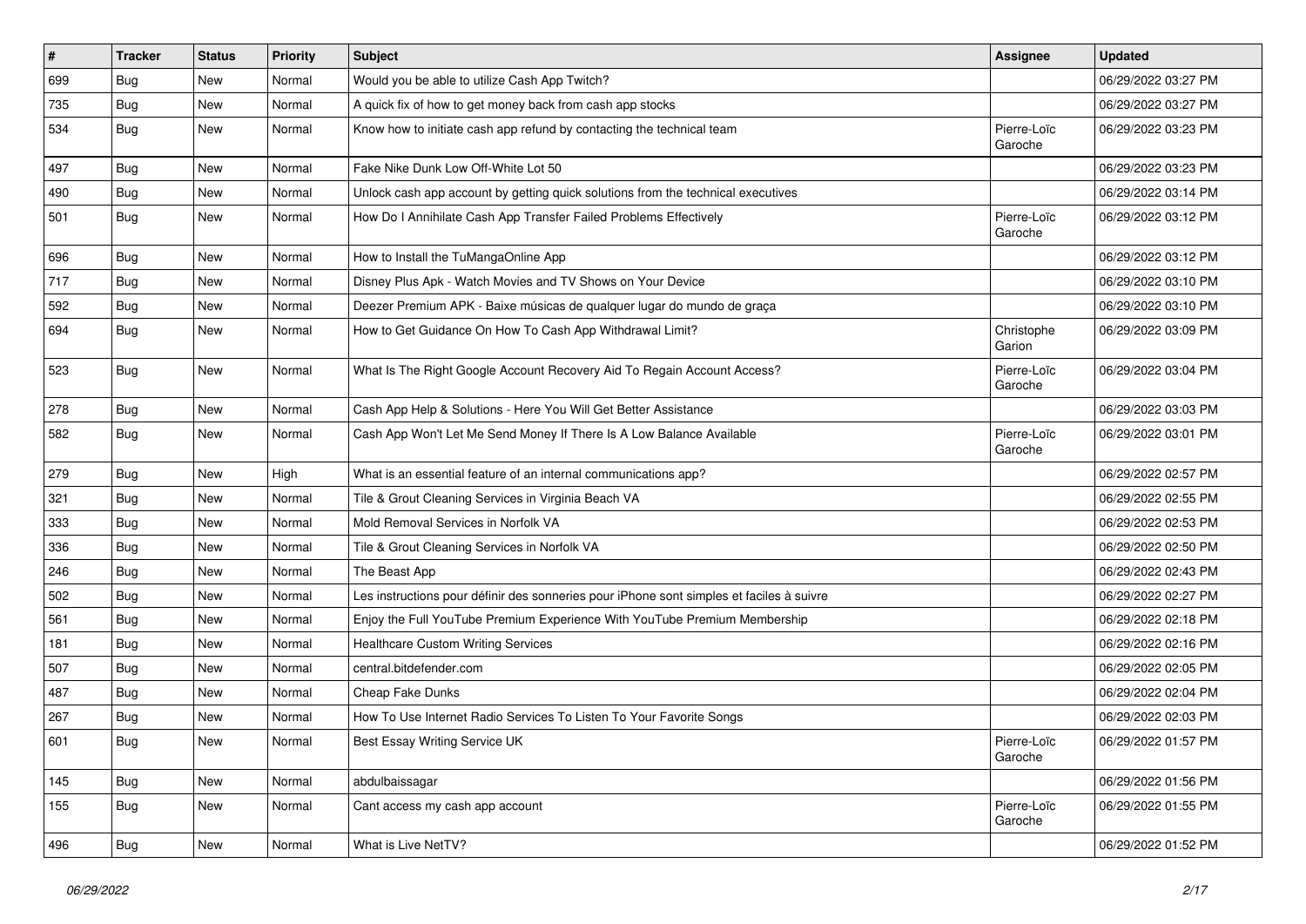| # | Tracker | Status | Priority | Subject | Assignee | Updated |
|---|---|---|---|---|---|---|
| 699 | Bug | New | Normal | Would you be able to utilize Cash App Twitch? | | 06/29/2022 03:27 PM |
| 735 | Bug | New | Normal | A quick fix of how to get money back from cash app stocks | | 06/29/2022 03:27 PM |
| 534 | Bug | New | Normal | Know how to initiate cash app refund by contacting the technical team | Pierre-Loïc Garoche | 06/29/2022 03:23 PM |
| 497 | Bug | New | Normal | Fake Nike Dunk Low Off-White Lot 50 | | 06/29/2022 03:23 PM |
| 490 | Bug | New | Normal | Unlock cash app account by getting quick solutions from the technical executives | | 06/29/2022 03:14 PM |
| 501 | Bug | New | Normal | How Do I Annihilate Cash App Transfer Failed Problems Effectively | Pierre-Loïc Garoche | 06/29/2022 03:12 PM |
| 696 | Bug | New | Normal | How to Install the TuMangaOnline App | | 06/29/2022 03:12 PM |
| 717 | Bug | New | Normal | Disney Plus Apk - Watch Movies and TV Shows on Your Device | | 06/29/2022 03:10 PM |
| 592 | Bug | New | Normal | Deezer Premium APK - Baixe músicas de qualquer lugar do mundo de graça | | 06/29/2022 03:10 PM |
| 694 | Bug | New | Normal | How to Get Guidance On How To Cash App Withdrawal Limit? | Christophe Garion | 06/29/2022 03:09 PM |
| 523 | Bug | New | Normal | What Is The Right Google Account Recovery Aid To Regain Account Access? | Pierre-Loïc Garoche | 06/29/2022 03:04 PM |
| 278 | Bug | New | Normal | Cash App Help & Solutions - Here You Will Get Better Assistance | | 06/29/2022 03:03 PM |
| 582 | Bug | New | Normal | Cash App Won't Let Me Send Money If There Is A Low Balance Available | Pierre-Loïc Garoche | 06/29/2022 03:01 PM |
| 279 | Bug | New | High | What is an essential feature of an internal communications app? | | 06/29/2022 02:57 PM |
| 321 | Bug | New | Normal | Tile & Grout Cleaning Services in Virginia Beach VA | | 06/29/2022 02:55 PM |
| 333 | Bug | New | Normal | Mold Removal Services in Norfolk VA | | 06/29/2022 02:53 PM |
| 336 | Bug | New | Normal | Tile & Grout Cleaning Services in Norfolk VA | | 06/29/2022 02:50 PM |
| 246 | Bug | New | Normal | The Beast App | | 06/29/2022 02:43 PM |
| 502 | Bug | New | Normal | Les instructions pour définir des sonneries pour iPhone sont simples et faciles à suivre | | 06/29/2022 02:27 PM |
| 561 | Bug | New | Normal | Enjoy the Full YouTube Premium Experience With YouTube Premium Membership | | 06/29/2022 02:18 PM |
| 181 | Bug | New | Normal | Healthcare Custom Writing Services | | 06/29/2022 02:16 PM |
| 507 | Bug | New | Normal | central.bitdefender.com | | 06/29/2022 02:05 PM |
| 487 | Bug | New | Normal | Cheap Fake Dunks | | 06/29/2022 02:04 PM |
| 267 | Bug | New | Normal | How To Use Internet Radio Services To Listen To Your Favorite Songs | | 06/29/2022 02:03 PM |
| 601 | Bug | New | Normal | Best Essay Writing Service UK | Pierre-Loïc Garoche | 06/29/2022 01:57 PM |
| 145 | Bug | New | Normal | abdulbaissagar | | 06/29/2022 01:56 PM |
| 155 | Bug | New | Normal | Cant access my cash app account | Pierre-Loïc Garoche | 06/29/2022 01:55 PM |
| 496 | Bug | New | Normal | What is Live NetTV? | | 06/29/2022 01:52 PM |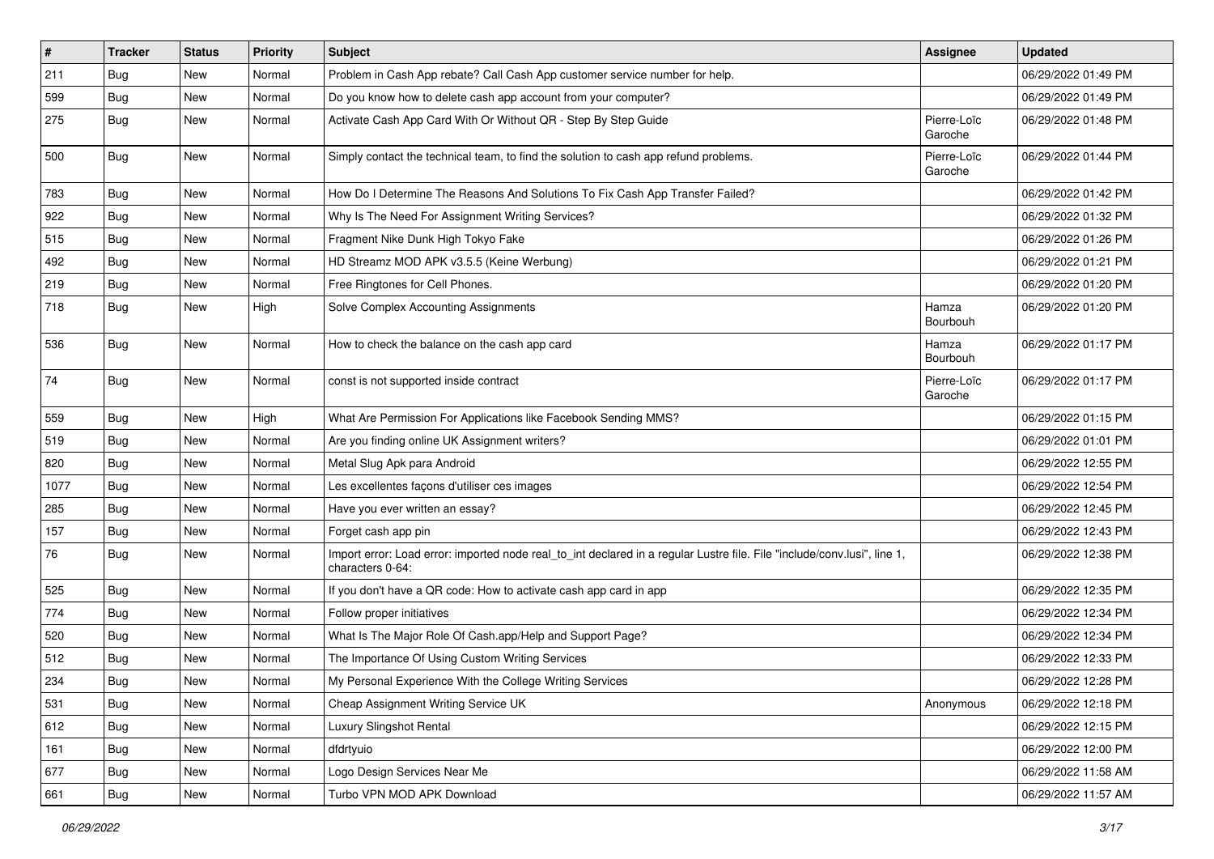| # | Tracker | Status | Priority | Subject | Assignee | Updated |
|---|---|---|---|---|---|---|
| 211 | Bug | New | Normal | Problem in Cash App rebate? Call Cash App customer service number for help. | | 06/29/2022 01:49 PM |
| 599 | Bug | New | Normal | Do you know how to delete cash app account from your computer? | | 06/29/2022 01:49 PM |
| 275 | Bug | New | Normal | Activate Cash App Card With Or Without QR - Step By Step Guide | Pierre-Loïc Garoche | 06/29/2022 01:48 PM |
| 500 | Bug | New | Normal | Simply contact the technical team, to find the solution to cash app refund problems. | Pierre-Loïc Garoche | 06/29/2022 01:44 PM |
| 783 | Bug | New | Normal | How Do I Determine The Reasons And Solutions To Fix Cash App Transfer Failed? | | 06/29/2022 01:42 PM |
| 922 | Bug | New | Normal | Why Is The Need For Assignment Writing Services? | | 06/29/2022 01:32 PM |
| 515 | Bug | New | Normal | Fragment Nike Dunk High Tokyo Fake | | 06/29/2022 01:26 PM |
| 492 | Bug | New | Normal | HD Streamz MOD APK v3.5.5 (Keine Werbung) | | 06/29/2022 01:21 PM |
| 219 | Bug | New | Normal | Free Ringtones for Cell Phones. | | 06/29/2022 01:20 PM |
| 718 | Bug | New | High | Solve Complex Accounting Assignments | Hamza Bourbouh | 06/29/2022 01:20 PM |
| 536 | Bug | New | Normal | How to check the balance on the cash app card | Hamza Bourbouh | 06/29/2022 01:17 PM |
| 74 | Bug | New | Normal | const is not supported inside contract | Pierre-Loïc Garoche | 06/29/2022 01:17 PM |
| 559 | Bug | New | High | What Are Permission For Applications like Facebook Sending MMS? | | 06/29/2022 01:15 PM |
| 519 | Bug | New | Normal | Are you finding online UK Assignment writers? | | 06/29/2022 01:01 PM |
| 820 | Bug | New | Normal | Metal Slug Apk para Android | | 06/29/2022 12:55 PM |
| 1077 | Bug | New | Normal | Les excellentes façons d'utiliser ces images | | 06/29/2022 12:54 PM |
| 285 | Bug | New | Normal | Have you ever written an essay? | | 06/29/2022 12:45 PM |
| 157 | Bug | New | Normal | Forget cash app pin | | 06/29/2022 12:43 PM |
| 76 | Bug | New | Normal | Import error: Load error: imported node real_to_int declared in a regular Lustre file. File "include/conv.lusi", line 1, characters 0-64: | | 06/29/2022 12:38 PM |
| 525 | Bug | New | Normal | If you don't have a QR code: How to activate cash app card in app | | 06/29/2022 12:35 PM |
| 774 | Bug | New | Normal | Follow proper initiatives | | 06/29/2022 12:34 PM |
| 520 | Bug | New | Normal | What Is The Major Role Of Cash.app/Help and Support Page? | | 06/29/2022 12:34 PM |
| 512 | Bug | New | Normal | The Importance Of Using Custom Writing Services | | 06/29/2022 12:33 PM |
| 234 | Bug | New | Normal | My Personal Experience With the College Writing Services | | 06/29/2022 12:28 PM |
| 531 | Bug | New | Normal | Cheap Assignment Writing Service UK | Anonymous | 06/29/2022 12:18 PM |
| 612 | Bug | New | Normal | Luxury Slingshot Rental | | 06/29/2022 12:15 PM |
| 161 | Bug | New | Normal | dfdrtyuio | | 06/29/2022 12:00 PM |
| 677 | Bug | New | Normal | Logo Design Services Near Me | | 06/29/2022 11:58 AM |
| 661 | Bug | New | Normal | Turbo VPN MOD APK Download | | 06/29/2022 11:57 AM |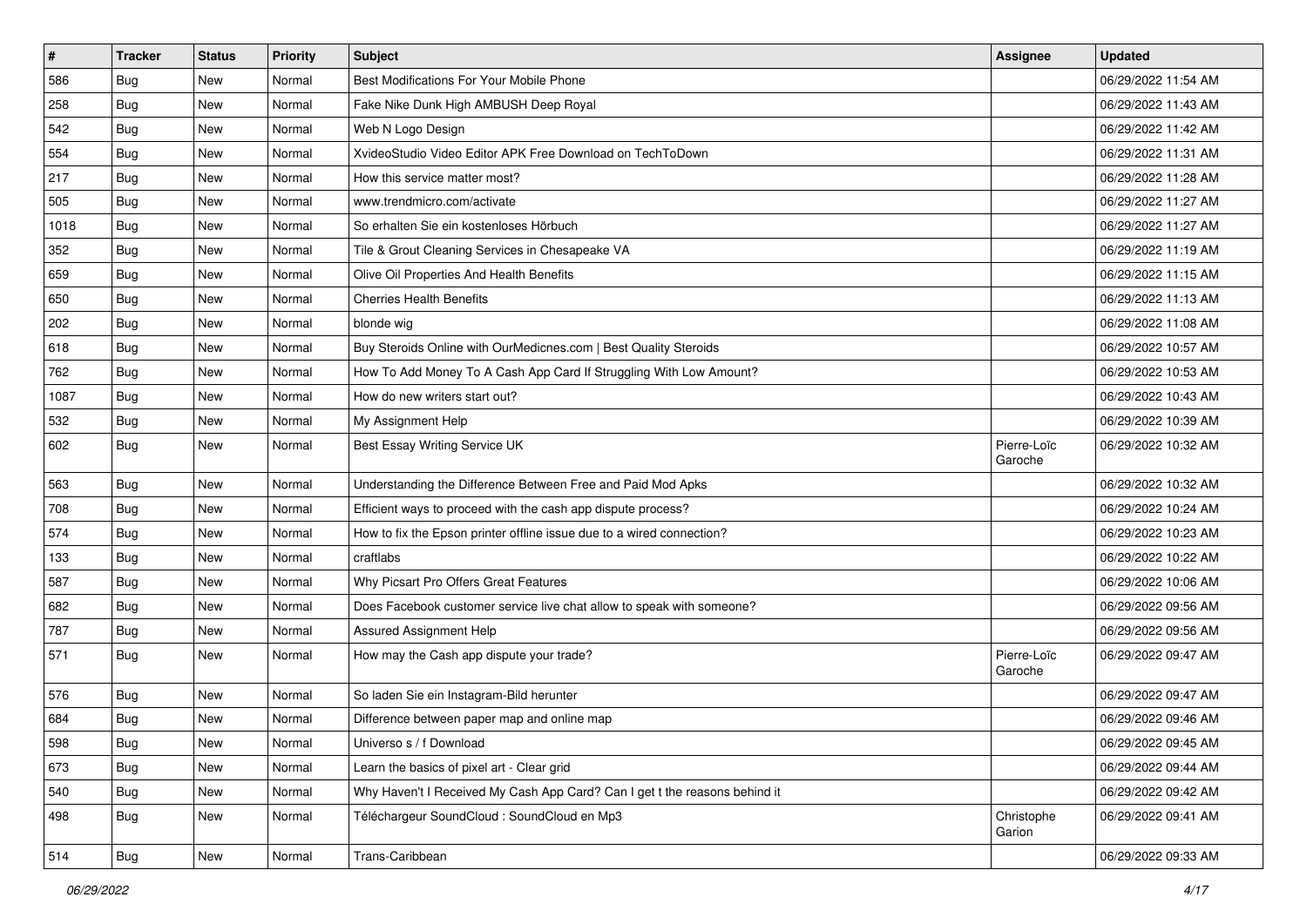| # | Tracker | Status | Priority | Subject | Assignee | Updated |
|---|---|---|---|---|---|---|
| 586 | Bug | New | Normal | Best Modifications For Your Mobile Phone | | 06/29/2022 11:54 AM |
| 258 | Bug | New | Normal | Fake Nike Dunk High AMBUSH Deep Royal | | 06/29/2022 11:43 AM |
| 542 | Bug | New | Normal | Web N Logo Design | | 06/29/2022 11:42 AM |
| 554 | Bug | New | Normal | XvideoStudio Video Editor APK Free Download on TechToDown | | 06/29/2022 11:31 AM |
| 217 | Bug | New | Normal | How this service matter most? | | 06/29/2022 11:28 AM |
| 505 | Bug | New | Normal | www.trendmicro.com/activate | | 06/29/2022 11:27 AM |
| 1018 | Bug | New | Normal | So erhalten Sie ein kostenloses Hörbuch | | 06/29/2022 11:27 AM |
| 352 | Bug | New | Normal | Tile & Grout Cleaning Services in Chesapeake VA | | 06/29/2022 11:19 AM |
| 659 | Bug | New | Normal | Olive Oil Properties And Health Benefits | | 06/29/2022 11:15 AM |
| 650 | Bug | New | Normal | Cherries Health Benefits | | 06/29/2022 11:13 AM |
| 202 | Bug | New | Normal | blonde wig | | 06/29/2022 11:08 AM |
| 618 | Bug | New | Normal | Buy Steroids Online with OurMedicnes.com \| Best Quality Steroids | | 06/29/2022 10:57 AM |
| 762 | Bug | New | Normal | How To Add Money To A Cash App Card If Struggling With Low Amount? | | 06/29/2022 10:53 AM |
| 1087 | Bug | New | Normal | How do new writers start out? | | 06/29/2022 10:43 AM |
| 532 | Bug | New | Normal | My Assignment Help | | 06/29/2022 10:39 AM |
| 602 | Bug | New | Normal | Best Essay Writing Service UK | Pierre-Loïc Garoche | 06/29/2022 10:32 AM |
| 563 | Bug | New | Normal | Understanding the Difference Between Free and Paid Mod Apks | | 06/29/2022 10:32 AM |
| 708 | Bug | New | Normal | Efficient ways to proceed with the cash app dispute process? | | 06/29/2022 10:24 AM |
| 574 | Bug | New | Normal | How to fix the Epson printer offline issue due to a wired connection? | | 06/29/2022 10:23 AM |
| 133 | Bug | New | Normal | craftlabs | | 06/29/2022 10:22 AM |
| 587 | Bug | New | Normal | Why Picsart Pro Offers Great Features | | 06/29/2022 10:06 AM |
| 682 | Bug | New | Normal | Does Facebook customer service live chat allow to speak with someone? | | 06/29/2022 09:56 AM |
| 787 | Bug | New | Normal | Assured Assignment Help | | 06/29/2022 09:56 AM |
| 571 | Bug | New | Normal | How may the Cash app dispute your trade? | Pierre-Loïc Garoche | 06/29/2022 09:47 AM |
| 576 | Bug | New | Normal | So laden Sie ein Instagram-Bild herunter | | 06/29/2022 09:47 AM |
| 684 | Bug | New | Normal | Difference between paper map and online map | | 06/29/2022 09:46 AM |
| 598 | Bug | New | Normal | Universo s / f Download | | 06/29/2022 09:45 AM |
| 673 | Bug | New | Normal | Learn the basics of pixel art - Clear grid | | 06/29/2022 09:44 AM |
| 540 | Bug | New | Normal | Why Haven't I Received My Cash App Card? Can I get t the reasons behind it | | 06/29/2022 09:42 AM |
| 498 | Bug | New | Normal | Téléchargeur SoundCloud : SoundCloud en Mp3 | Christophe Garion | 06/29/2022 09:41 AM |
| 514 | Bug | New | Normal | Trans-Caribbean | | 06/29/2022 09:33 AM |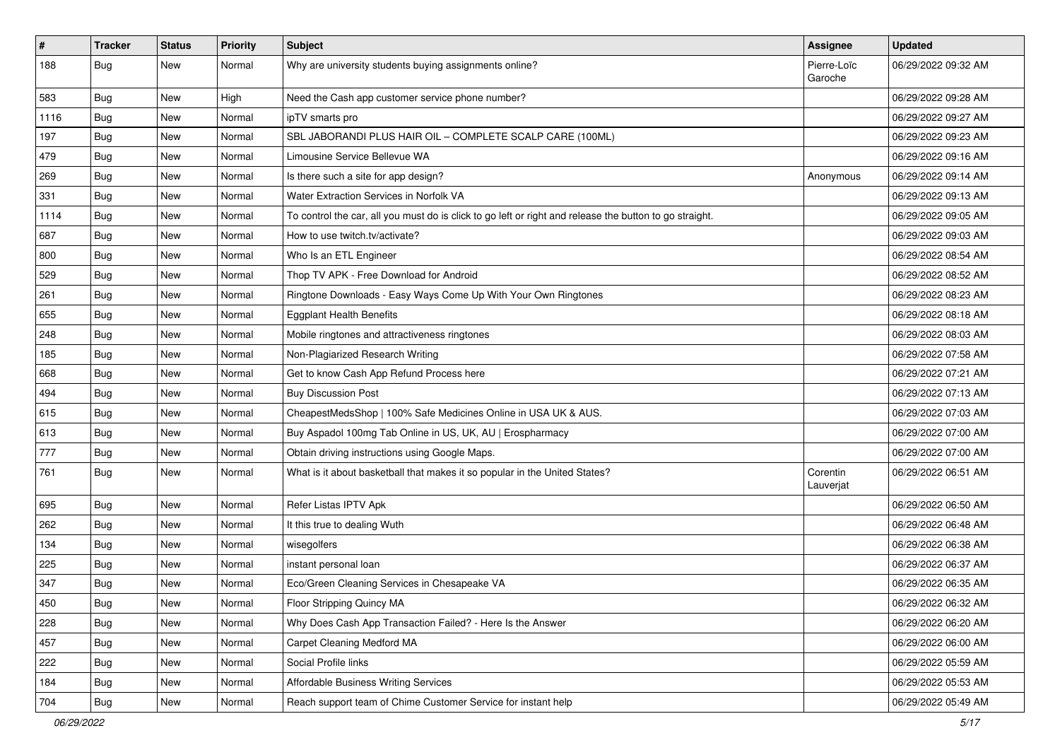| # | Tracker | Status | Priority | Subject | Assignee | Updated |
|---|---|---|---|---|---|---|
| 188 | Bug | New | Normal | Why are university students buying assignments online? | Pierre-Loïc Garoche | 06/29/2022 09:32 AM |
| 583 | Bug | New | High | Need the Cash app customer service phone number? | | 06/29/2022 09:28 AM |
| 1116 | Bug | New | Normal | ipTV smarts pro | | 06/29/2022 09:27 AM |
| 197 | Bug | New | Normal | SBL JABORANDI PLUS HAIR OIL – COMPLETE SCALP CARE (100ML) | | 06/29/2022 09:23 AM |
| 479 | Bug | New | Normal | Limousine Service Bellevue WA | | 06/29/2022 09:16 AM |
| 269 | Bug | New | Normal | Is there such a site for app design? | Anonymous | 06/29/2022 09:14 AM |
| 331 | Bug | New | Normal | Water Extraction Services in Norfolk VA | | 06/29/2022 09:13 AM |
| 1114 | Bug | New | Normal | To control the car, all you must do is click to go left or right and release the button to go straight. | | 06/29/2022 09:05 AM |
| 687 | Bug | New | Normal | How to use twitch.tv/activate? | | 06/29/2022 09:03 AM |
| 800 | Bug | New | Normal | Who Is an ETL Engineer | | 06/29/2022 08:54 AM |
| 529 | Bug | New | Normal | Thop TV APK - Free Download for Android | | 06/29/2022 08:52 AM |
| 261 | Bug | New | Normal | Ringtone Downloads - Easy Ways Come Up With Your Own Ringtones | | 06/29/2022 08:23 AM |
| 655 | Bug | New | Normal | Eggplant Health Benefits | | 06/29/2022 08:18 AM |
| 248 | Bug | New | Normal | Mobile ringtones and attractiveness ringtones | | 06/29/2022 08:03 AM |
| 185 | Bug | New | Normal | Non-Plagiarized Research Writing | | 06/29/2022 07:58 AM |
| 668 | Bug | New | Normal | Get to know Cash App Refund Process here | | 06/29/2022 07:21 AM |
| 494 | Bug | New | Normal | Buy Discussion Post | | 06/29/2022 07:13 AM |
| 615 | Bug | New | Normal | CheapestMedsShop \| 100% Safe Medicines Online in USA UK & AUS. | | 06/29/2022 07:03 AM |
| 613 | Bug | New | Normal | Buy Aspadol 100mg Tab Online in US, UK, AU \| Erospharmacy | | 06/29/2022 07:00 AM |
| 777 | Bug | New | Normal | Obtain driving instructions using Google Maps. | | 06/29/2022 07:00 AM |
| 761 | Bug | New | Normal | What is it about basketball that makes it so popular in the United States? | Corentin Lauverjat | 06/29/2022 06:51 AM |
| 695 | Bug | New | Normal | Refer Listas IPTV Apk | | 06/29/2022 06:50 AM |
| 262 | Bug | New | Normal | It this true to dealing Wuth | | 06/29/2022 06:48 AM |
| 134 | Bug | New | Normal | wisegolfers | | 06/29/2022 06:38 AM |
| 225 | Bug | New | Normal | instant personal loan | | 06/29/2022 06:37 AM |
| 347 | Bug | New | Normal | Eco/Green Cleaning Services in Chesapeake VA | | 06/29/2022 06:35 AM |
| 450 | Bug | New | Normal | Floor Stripping Quincy MA | | 06/29/2022 06:32 AM |
| 228 | Bug | New | Normal | Why Does Cash App Transaction Failed? - Here Is the Answer | | 06/29/2022 06:20 AM |
| 457 | Bug | New | Normal | Carpet Cleaning Medford MA | | 06/29/2022 06:00 AM |
| 222 | Bug | New | Normal | Social Profile links | | 06/29/2022 05:59 AM |
| 184 | Bug | New | Normal | Affordable Business Writing Services | | 06/29/2022 05:53 AM |
| 704 | Bug | New | Normal | Reach support team of Chime Customer Service for instant help | | 06/29/2022 05:49 AM |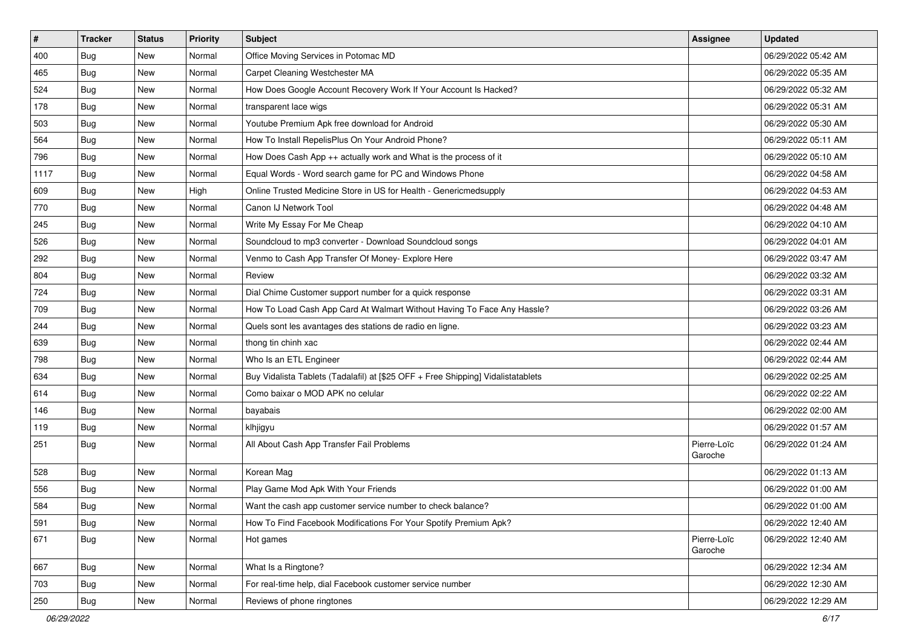| # | Tracker | Status | Priority | Subject | Assignee | Updated |
|---|---|---|---|---|---|---|
| 400 | Bug | New | Normal | Office Moving Services in Potomac MD | | 06/29/2022 05:42 AM |
| 465 | Bug | New | Normal | Carpet Cleaning Westchester MA | | 06/29/2022 05:35 AM |
| 524 | Bug | New | Normal | How Does Google Account Recovery Work If Your Account Is Hacked? | | 06/29/2022 05:32 AM |
| 178 | Bug | New | Normal | transparent lace wigs | | 06/29/2022 05:31 AM |
| 503 | Bug | New | Normal | Youtube Premium Apk free download for Android | | 06/29/2022 05:30 AM |
| 564 | Bug | New | Normal | How To Install RepelisPlus On Your Android Phone? | | 06/29/2022 05:11 AM |
| 796 | Bug | New | Normal | How Does Cash App ++ actually work and What is the process of it | | 06/29/2022 05:10 AM |
| 1117 | Bug | New | Normal | Equal Words - Word search game for PC and Windows Phone | | 06/29/2022 04:58 AM |
| 609 | Bug | New | High | Online Trusted Medicine Store in US for Health - Genericmedsupply | | 06/29/2022 04:53 AM |
| 770 | Bug | New | Normal | Canon IJ Network Tool | | 06/29/2022 04:48 AM |
| 245 | Bug | New | Normal | Write My Essay For Me Cheap | | 06/29/2022 04:10 AM |
| 526 | Bug | New | Normal | Soundcloud to mp3 converter - Download Soundcloud songs | | 06/29/2022 04:01 AM |
| 292 | Bug | New | Normal | Venmo to Cash App Transfer Of Money- Explore Here | | 06/29/2022 03:47 AM |
| 804 | Bug | New | Normal | Review | | 06/29/2022 03:32 AM |
| 724 | Bug | New | Normal | Dial Chime Customer support number for a quick response | | 06/29/2022 03:31 AM |
| 709 | Bug | New | Normal | How To Load Cash App Card At Walmart Without Having To Face Any Hassle? | | 06/29/2022 03:26 AM |
| 244 | Bug | New | Normal | Quels sont les avantages des stations de radio en ligne. | | 06/29/2022 03:23 AM |
| 639 | Bug | New | Normal | thong tin chinh xac | | 06/29/2022 02:44 AM |
| 798 | Bug | New | Normal | Who Is an ETL Engineer | | 06/29/2022 02:44 AM |
| 634 | Bug | New | Normal | Buy Vidalista Tablets (Tadalafil) at [$25 OFF + Free Shipping] Vidalistatablets | | 06/29/2022 02:25 AM |
| 614 | Bug | New | Normal | Como baixar o MOD APK no celular | | 06/29/2022 02:22 AM |
| 146 | Bug | New | Normal | bayabais | | 06/29/2022 02:00 AM |
| 119 | Bug | New | Normal | klhjigyu | | 06/29/2022 01:57 AM |
| 251 | Bug | New | Normal | All About Cash App Transfer Fail Problems | Pierre-Loïc Garoche | 06/29/2022 01:24 AM |
| 528 | Bug | New | Normal | Korean Mag | | 06/29/2022 01:13 AM |
| 556 | Bug | New | Normal | Play Game Mod Apk With Your Friends | | 06/29/2022 01:00 AM |
| 584 | Bug | New | Normal | Want the cash app customer service number to check balance? | | 06/29/2022 01:00 AM |
| 591 | Bug | New | Normal | How To Find Facebook Modifications For Your Spotify Premium Apk? | | 06/29/2022 12:40 AM |
| 671 | Bug | New | Normal | Hot games | Pierre-Loïc Garoche | 06/29/2022 12:40 AM |
| 667 | Bug | New | Normal | What Is a Ringtone? | | 06/29/2022 12:34 AM |
| 703 | Bug | New | Normal | For real-time help, dial Facebook customer service number | | 06/29/2022 12:30 AM |
| 250 | Bug | New | Normal | Reviews of phone ringtones | | 06/29/2022 12:29 AM |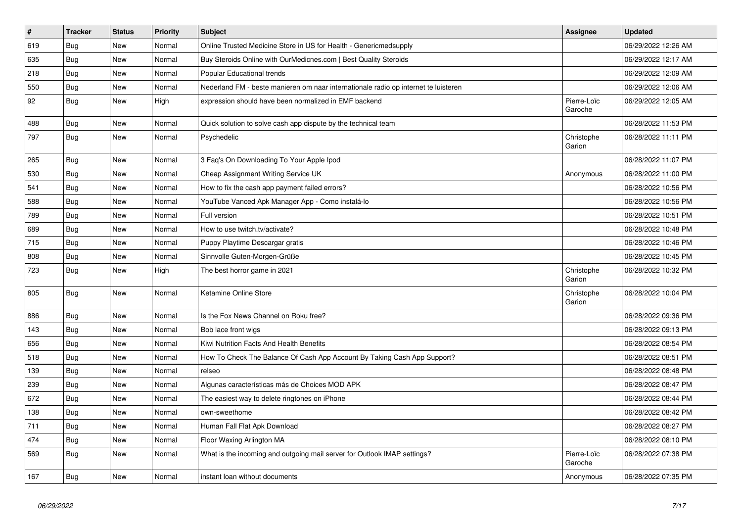| # | Tracker | Status | Priority | Subject | Assignee | Updated |
|---|---|---|---|---|---|---|
| 619 | Bug | New | Normal | Online Trusted Medicine Store in US for Health - Genericmedsupply | | 06/29/2022 12:26 AM |
| 635 | Bug | New | Normal | Buy Steroids Online with OurMedicnes.com \| Best Quality Steroids | | 06/29/2022 12:17 AM |
| 218 | Bug | New | Normal | Popular Educational trends | | 06/29/2022 12:09 AM |
| 550 | Bug | New | Normal | Nederland FM - beste manieren om naar internationale radio op internet te luisteren | | 06/29/2022 12:06 AM |
| 92 | Bug | New | High | expression should have been normalized in EMF backend | Pierre-Loïc Garoche | 06/29/2022 12:05 AM |
| 488 | Bug | New | Normal | Quick solution to solve cash app dispute by the technical team | | 06/28/2022 11:53 PM |
| 797 | Bug | New | Normal | Psychedelic | Christophe Garion | 06/28/2022 11:11 PM |
| 265 | Bug | New | Normal | 3 Faq's On Downloading To Your Apple Ipod | | 06/28/2022 11:07 PM |
| 530 | Bug | New | Normal | Cheap Assignment Writing Service UK | Anonymous | 06/28/2022 11:00 PM |
| 541 | Bug | New | Normal | How to fix the cash app payment failed errors? | | 06/28/2022 10:56 PM |
| 588 | Bug | New | Normal | YouTube Vanced Apk Manager App - Como instalá-lo | | 06/28/2022 10:56 PM |
| 789 | Bug | New | Normal | Full version | | 06/28/2022 10:51 PM |
| 689 | Bug | New | Normal | How to use twitch.tv/activate? | | 06/28/2022 10:48 PM |
| 715 | Bug | New | Normal | Puppy Playtime Descargar gratis | | 06/28/2022 10:46 PM |
| 808 | Bug | New | Normal | Sinnvolle Guten-Morgen-Grüße | | 06/28/2022 10:45 PM |
| 723 | Bug | New | High | The best horror game in 2021 | Christophe Garion | 06/28/2022 10:32 PM |
| 805 | Bug | New | Normal | Ketamine Online Store | Christophe Garion | 06/28/2022 10:04 PM |
| 886 | Bug | New | Normal | Is the Fox News Channel on Roku free? | | 06/28/2022 09:36 PM |
| 143 | Bug | New | Normal | Bob lace front wigs | | 06/28/2022 09:13 PM |
| 656 | Bug | New | Normal | Kiwi Nutrition Facts And Health Benefits | | 06/28/2022 08:54 PM |
| 518 | Bug | New | Normal | How To Check The Balance Of Cash App Account By Taking Cash App Support? | | 06/28/2022 08:51 PM |
| 139 | Bug | New | Normal | relseo | | 06/28/2022 08:48 PM |
| 239 | Bug | New | Normal | Algunas características más de Choices MOD APK | | 06/28/2022 08:47 PM |
| 672 | Bug | New | Normal | The easiest way to delete ringtones on iPhone | | 06/28/2022 08:44 PM |
| 138 | Bug | New | Normal | own-sweethome | | 06/28/2022 08:42 PM |
| 711 | Bug | New | Normal | Human Fall Flat Apk Download | | 06/28/2022 08:27 PM |
| 474 | Bug | New | Normal | Floor Waxing Arlington MA | | 06/28/2022 08:10 PM |
| 569 | Bug | New | Normal | What is the incoming and outgoing mail server for Outlook IMAP settings? | Pierre-Loïc Garoche | 06/28/2022 07:38 PM |
| 167 | Bug | New | Normal | instant loan without documents | Anonymous | 06/28/2022 07:35 PM |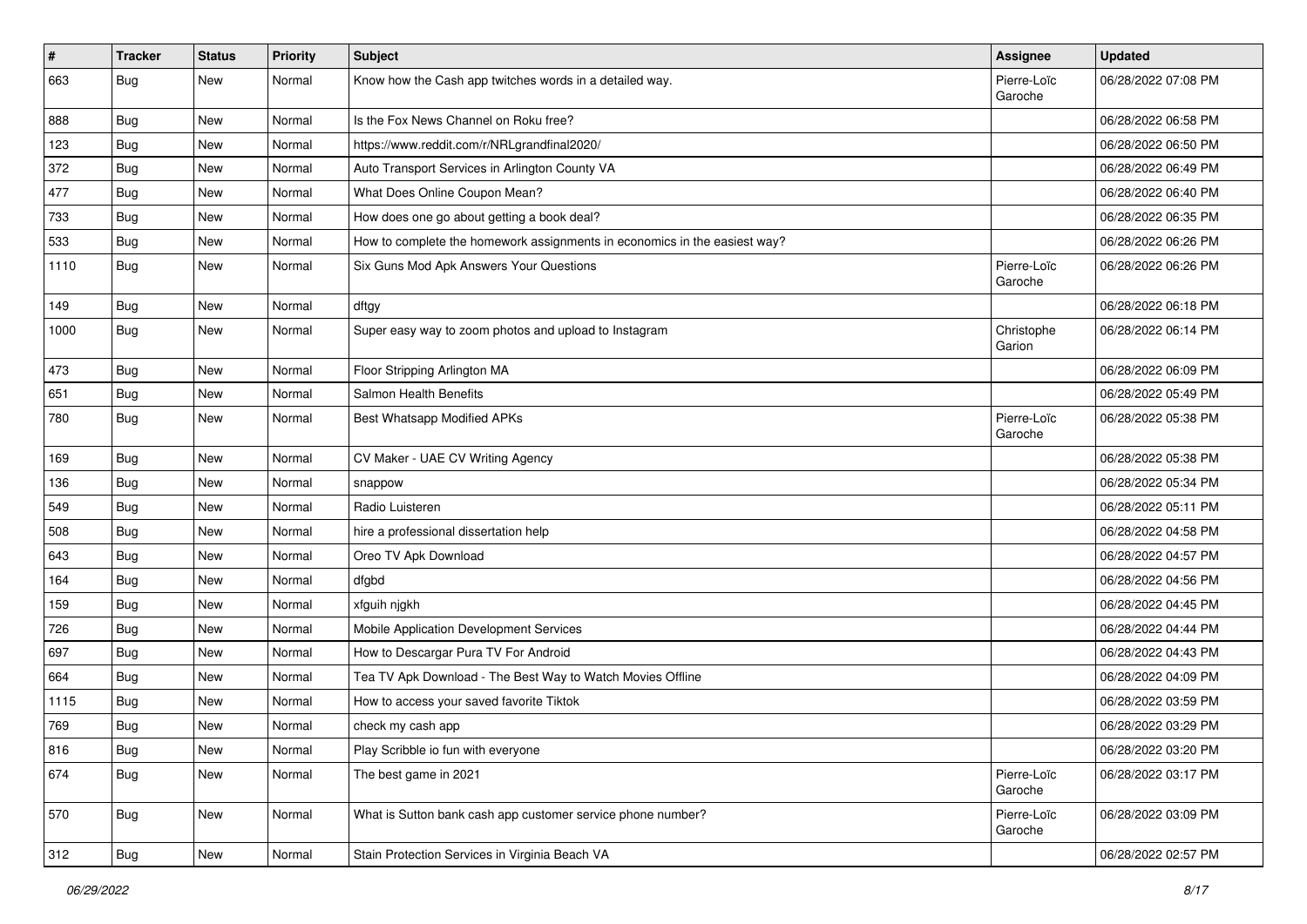| # | Tracker | Status | Priority | Subject | Assignee | Updated |
|---|---|---|---|---|---|---|
| 663 | Bug | New | Normal | Know how the Cash app twitches words in a detailed way. | Pierre-Loïc Garoche | 06/28/2022 07:08 PM |
| 888 | Bug | New | Normal | Is the Fox News Channel on Roku free? | | 06/28/2022 06:58 PM |
| 123 | Bug | New | Normal | https://www.reddit.com/r/NRLgrandfinal2020/ | | 06/28/2022 06:50 PM |
| 372 | Bug | New | Normal | Auto Transport Services in Arlington County VA | | 06/28/2022 06:49 PM |
| 477 | Bug | New | Normal | What Does Online Coupon Mean? | | 06/28/2022 06:40 PM |
| 733 | Bug | New | Normal | How does one go about getting a book deal? | | 06/28/2022 06:35 PM |
| 533 | Bug | New | Normal | How to complete the homework assignments in economics in the easiest way? | | 06/28/2022 06:26 PM |
| 1110 | Bug | New | Normal | Six Guns Mod Apk Answers Your Questions | Pierre-Loïc Garoche | 06/28/2022 06:26 PM |
| 149 | Bug | New | Normal | dftgy | | 06/28/2022 06:18 PM |
| 1000 | Bug | New | Normal | Super easy way to zoom photos and upload to Instagram | Christophe Garion | 06/28/2022 06:14 PM |
| 473 | Bug | New | Normal | Floor Stripping Arlington MA | | 06/28/2022 06:09 PM |
| 651 | Bug | New | Normal | Salmon Health Benefits | | 06/28/2022 05:49 PM |
| 780 | Bug | New | Normal | Best Whatsapp Modified APKs | Pierre-Loïc Garoche | 06/28/2022 05:38 PM |
| 169 | Bug | New | Normal | CV Maker - UAE CV Writing Agency | | 06/28/2022 05:38 PM |
| 136 | Bug | New | Normal | snappow | | 06/28/2022 05:34 PM |
| 549 | Bug | New | Normal | Radio Luisteren | | 06/28/2022 05:11 PM |
| 508 | Bug | New | Normal | hire a professional dissertation help | | 06/28/2022 04:58 PM |
| 643 | Bug | New | Normal | Oreo TV Apk Download | | 06/28/2022 04:57 PM |
| 164 | Bug | New | Normal | dfgbd | | 06/28/2022 04:56 PM |
| 159 | Bug | New | Normal | xfguih njgkh | | 06/28/2022 04:45 PM |
| 726 | Bug | New | Normal | Mobile Application Development Services | | 06/28/2022 04:44 PM |
| 697 | Bug | New | Normal | How to Descargar Pura TV For Android | | 06/28/2022 04:43 PM |
| 664 | Bug | New | Normal | Tea TV Apk Download - The Best Way to Watch Movies Offline | | 06/28/2022 04:09 PM |
| 1115 | Bug | New | Normal | How to access your saved favorite Tiktok | | 06/28/2022 03:59 PM |
| 769 | Bug | New | Normal | check my cash app | | 06/28/2022 03:29 PM |
| 816 | Bug | New | Normal | Play Scribble io fun with everyone | | 06/28/2022 03:20 PM |
| 674 | Bug | New | Normal | The best game in 2021 | Pierre-Loïc Garoche | 06/28/2022 03:17 PM |
| 570 | Bug | New | Normal | What is Sutton bank cash app customer service phone number? | Pierre-Loïc Garoche | 06/28/2022 03:09 PM |
| 312 | Bug | New | Normal | Stain Protection Services in Virginia Beach VA | | 06/28/2022 02:57 PM |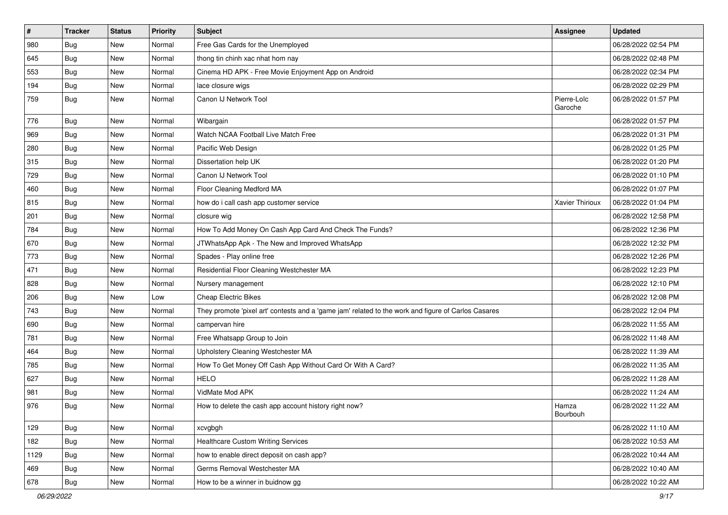| # | Tracker | Status | Priority | Subject | Assignee | Updated |
|---|---|---|---|---|---|---|
| 980 | Bug | New | Normal | Free Gas Cards for the Unemployed | | 06/28/2022 02:54 PM |
| 645 | Bug | New | Normal | thong tin chinh xac nhat hom nay | | 06/28/2022 02:48 PM |
| 553 | Bug | New | Normal | Cinema HD APK - Free Movie Enjoyment App on Android | | 06/28/2022 02:34 PM |
| 194 | Bug | New | Normal | lace closure wigs | | 06/28/2022 02:29 PM |
| 759 | Bug | New | Normal | Canon IJ Network Tool | Pierre-Loïc Garoche | 06/28/2022 01:57 PM |
| 776 | Bug | New | Normal | Wibargain | | 06/28/2022 01:57 PM |
| 969 | Bug | New | Normal | Watch NCAA Football Live Match Free | | 06/28/2022 01:31 PM |
| 280 | Bug | New | Normal | Pacific Web Design | | 06/28/2022 01:25 PM |
| 315 | Bug | New | Normal | Dissertation help UK | | 06/28/2022 01:20 PM |
| 729 | Bug | New | Normal | Canon IJ Network Tool | | 06/28/2022 01:10 PM |
| 460 | Bug | New | Normal | Floor Cleaning Medford MA | | 06/28/2022 01:07 PM |
| 815 | Bug | New | Normal | how do i call cash app customer service | Xavier Thirioux | 06/28/2022 01:04 PM |
| 201 | Bug | New | Normal | closure wig | | 06/28/2022 12:58 PM |
| 784 | Bug | New | Normal | How To Add Money On Cash App Card And Check The Funds? | | 06/28/2022 12:36 PM |
| 670 | Bug | New | Normal | JTWhatsApp Apk - The New and Improved WhatsApp | | 06/28/2022 12:32 PM |
| 773 | Bug | New | Normal | Spades - Play online free | | 06/28/2022 12:26 PM |
| 471 | Bug | New | Normal | Residential Floor Cleaning Westchester MA | | 06/28/2022 12:23 PM |
| 828 | Bug | New | Normal | Nursery management | | 06/28/2022 12:10 PM |
| 206 | Bug | New | Low | Cheap Electric Bikes | | 06/28/2022 12:08 PM |
| 743 | Bug | New | Normal | They promote 'pixel art' contests and a 'game jam' related to the work and figure of Carlos Casares | | 06/28/2022 12:04 PM |
| 690 | Bug | New | Normal | campervan hire | | 06/28/2022 11:55 AM |
| 781 | Bug | New | Normal | Free Whatsapp Group to Join | | 06/28/2022 11:48 AM |
| 464 | Bug | New | Normal | Upholstery Cleaning Westchester MA | | 06/28/2022 11:39 AM |
| 785 | Bug | New | Normal | How To Get Money Off Cash App Without Card Or With A Card? | | 06/28/2022 11:35 AM |
| 627 | Bug | New | Normal | HELO | | 06/28/2022 11:28 AM |
| 981 | Bug | New | Normal | VidMate Mod APK | | 06/28/2022 11:24 AM |
| 976 | Bug | New | Normal | How to delete the cash app account history right now? | Hamza Bourbouh | 06/28/2022 11:22 AM |
| 129 | Bug | New | Normal | xcvgbgh | | 06/28/2022 11:10 AM |
| 182 | Bug | New | Normal | Healthcare Custom Writing Services | | 06/28/2022 10:53 AM |
| 1129 | Bug | New | Normal | how to enable direct deposit on cash app? | | 06/28/2022 10:44 AM |
| 469 | Bug | New | Normal | Germs Removal Westchester MA | | 06/28/2022 10:40 AM |
| 678 | Bug | New | Normal | How to be a winner in buidnow gg | | 06/28/2022 10:22 AM |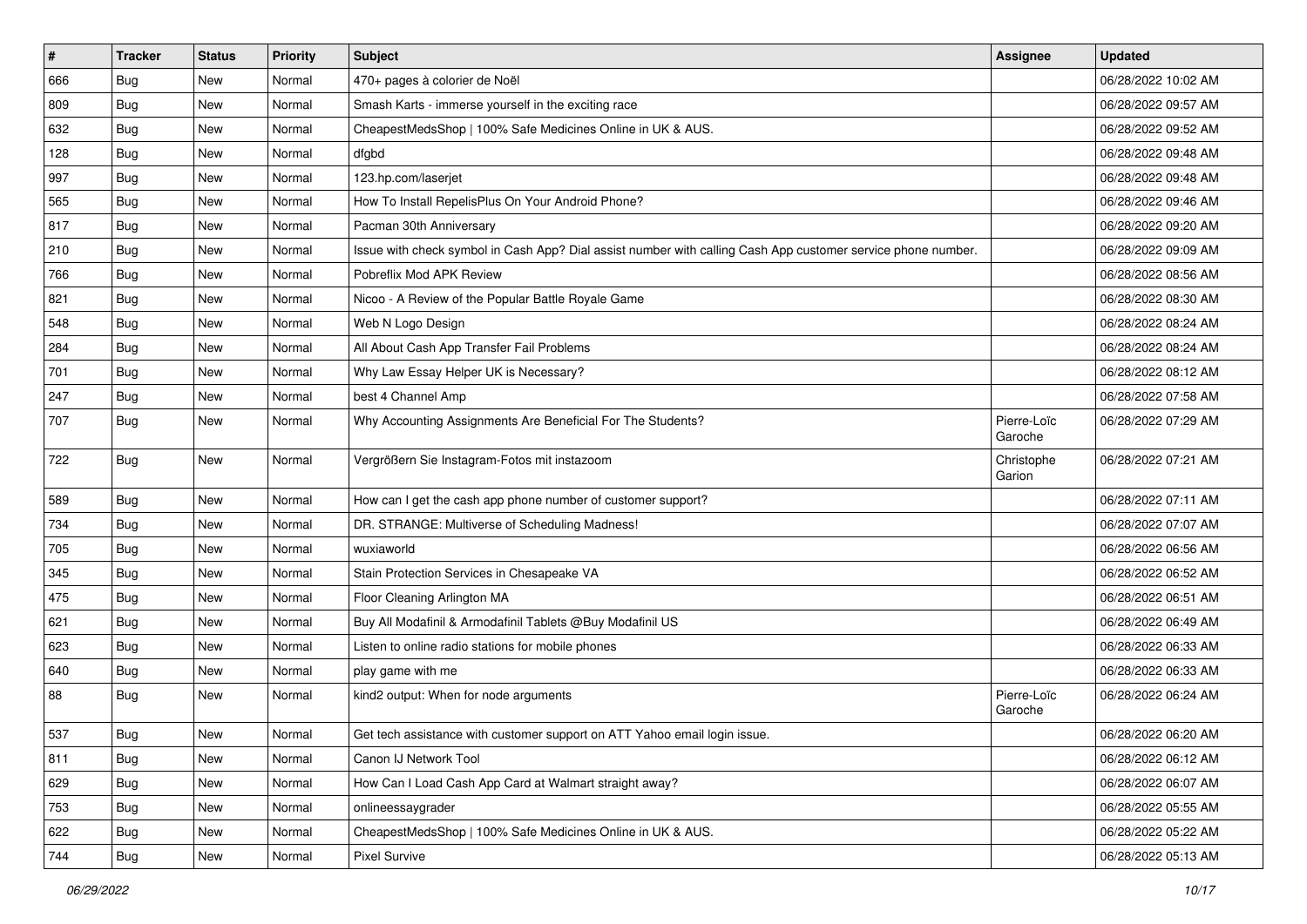| # | Tracker | Status | Priority | Subject | Assignee | Updated |
|---|---|---|---|---|---|---|
| 666 | Bug | New | Normal | 470+ pages à colorier de Noël | | 06/28/2022 10:02 AM |
| 809 | Bug | New | Normal | Smash Karts - immerse yourself in the exciting race | | 06/28/2022 09:57 AM |
| 632 | Bug | New | Normal | CheapestMedsShop \| 100% Safe Medicines Online in UK & AUS. | | 06/28/2022 09:52 AM |
| 128 | Bug | New | Normal | dfgbd | | 06/28/2022 09:48 AM |
| 997 | Bug | New | Normal | 123.hp.com/laserjet | | 06/28/2022 09:48 AM |
| 565 | Bug | New | Normal | How To Install RepelisPlus On Your Android Phone? | | 06/28/2022 09:46 AM |
| 817 | Bug | New | Normal | Pacman 30th Anniversary | | 06/28/2022 09:20 AM |
| 210 | Bug | New | Normal | Issue with check symbol in Cash App? Dial assist number with calling Cash App customer service phone number. | | 06/28/2022 09:09 AM |
| 766 | Bug | New | Normal | Pobreflix Mod APK Review | | 06/28/2022 08:56 AM |
| 821 | Bug | New | Normal | Nicoo - A Review of the Popular Battle Royale Game | | 06/28/2022 08:30 AM |
| 548 | Bug | New | Normal | Web N Logo Design | | 06/28/2022 08:24 AM |
| 284 | Bug | New | Normal | All About Cash App Transfer Fail Problems | | 06/28/2022 08:24 AM |
| 701 | Bug | New | Normal | Why Law Essay Helper UK is Necessary? | | 06/28/2022 08:12 AM |
| 247 | Bug | New | Normal | best 4 Channel Amp | | 06/28/2022 07:58 AM |
| 707 | Bug | New | Normal | Why Accounting Assignments Are Beneficial For The Students? | Pierre-Loïc Garoche | 06/28/2022 07:29 AM |
| 722 | Bug | New | Normal | Vergrößern Sie Instagram-Fotos mit instazoom | Christophe Garion | 06/28/2022 07:21 AM |
| 589 | Bug | New | Normal | How can I get the cash app phone number of customer support? | | 06/28/2022 07:11 AM |
| 734 | Bug | New | Normal | DR. STRANGE: Multiverse of Scheduling Madness! | | 06/28/2022 07:07 AM |
| 705 | Bug | New | Normal | wuxiaworld | | 06/28/2022 06:56 AM |
| 345 | Bug | New | Normal | Stain Protection Services in Chesapeake VA | | 06/28/2022 06:52 AM |
| 475 | Bug | New | Normal | Floor Cleaning Arlington MA | | 06/28/2022 06:51 AM |
| 621 | Bug | New | Normal | Buy All Modafinil & Armodafinil Tablets @Buy Modafinil US | | 06/28/2022 06:49 AM |
| 623 | Bug | New | Normal | Listen to online radio stations for mobile phones | | 06/28/2022 06:33 AM |
| 640 | Bug | New | Normal | play game with me | | 06/28/2022 06:33 AM |
| 88 | Bug | New | Normal | kind2 output: When for node arguments | Pierre-Loïc Garoche | 06/28/2022 06:24 AM |
| 537 | Bug | New | Normal | Get tech assistance with customer support on ATT Yahoo email login issue. | | 06/28/2022 06:20 AM |
| 811 | Bug | New | Normal | Canon IJ Network Tool | | 06/28/2022 06:12 AM |
| 629 | Bug | New | Normal | How Can I Load Cash App Card at Walmart straight away? | | 06/28/2022 06:07 AM |
| 753 | Bug | New | Normal | onlineessaygrader | | 06/28/2022 05:55 AM |
| 622 | Bug | New | Normal | CheapestMedsShop \| 100% Safe Medicines Online in UK & AUS. | | 06/28/2022 05:22 AM |
| 744 | Bug | New | Normal | Pixel Survive | | 06/28/2022 05:13 AM |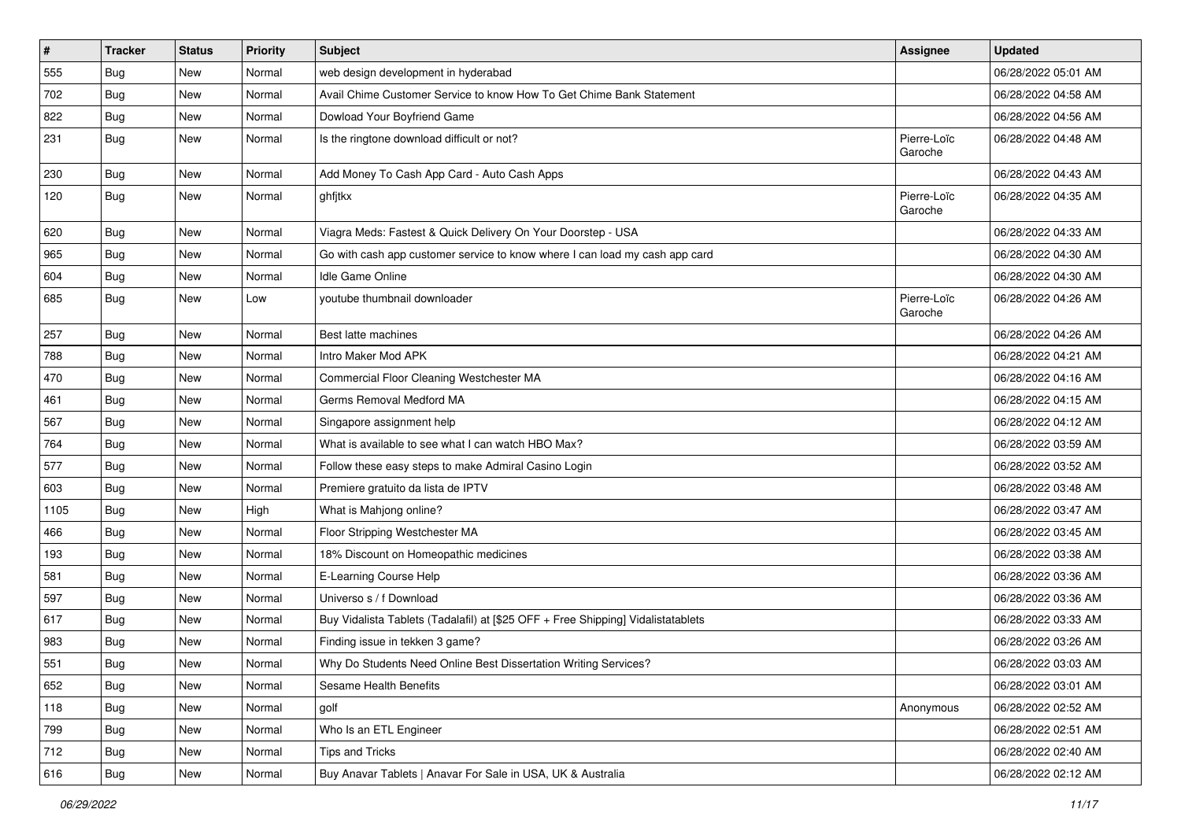| # | Tracker | Status | Priority | Subject | Assignee | Updated |
|---|---|---|---|---|---|---|
| 555 | Bug | New | Normal | web design development in hyderabad | | 06/28/2022 05:01 AM |
| 702 | Bug | New | Normal | Avail Chime Customer Service to know How To Get Chime Bank Statement | | 06/28/2022 04:58 AM |
| 822 | Bug | New | Normal | Dowload Your Boyfriend Game | | 06/28/2022 04:56 AM |
| 231 | Bug | New | Normal | Is the ringtone download difficult or not? | Pierre-Loïc Garoche | 06/28/2022 04:48 AM |
| 230 | Bug | New | Normal | Add Money To Cash App Card - Auto Cash Apps | | 06/28/2022 04:43 AM |
| 120 | Bug | New | Normal | ghfjtkx | Pierre-Loïc Garoche | 06/28/2022 04:35 AM |
| 620 | Bug | New | Normal | Viagra Meds: Fastest & Quick Delivery On Your Doorstep - USA | | 06/28/2022 04:33 AM |
| 965 | Bug | New | Normal | Go with cash app customer service to know where I can load my cash app card | | 06/28/2022 04:30 AM |
| 604 | Bug | New | Normal | Idle Game Online | | 06/28/2022 04:30 AM |
| 685 | Bug | New | Low | youtube thumbnail downloader | Pierre-Loïc Garoche | 06/28/2022 04:26 AM |
| 257 | Bug | New | Normal | Best latte machines | | 06/28/2022 04:26 AM |
| 788 | Bug | New | Normal | Intro Maker Mod APK | | 06/28/2022 04:21 AM |
| 470 | Bug | New | Normal | Commercial Floor Cleaning Westchester MA | | 06/28/2022 04:16 AM |
| 461 | Bug | New | Normal | Germs Removal Medford MA | | 06/28/2022 04:15 AM |
| 567 | Bug | New | Normal | Singapore assignment help | | 06/28/2022 04:12 AM |
| 764 | Bug | New | Normal | What is available to see what I can watch HBO Max? | | 06/28/2022 03:59 AM |
| 577 | Bug | New | Normal | Follow these easy steps to make Admiral Casino Login | | 06/28/2022 03:52 AM |
| 603 | Bug | New | Normal | Premiere gratuito da lista de IPTV | | 06/28/2022 03:48 AM |
| 1105 | Bug | New | High | What is Mahjong online? | | 06/28/2022 03:47 AM |
| 466 | Bug | New | Normal | Floor Stripping Westchester MA | | 06/28/2022 03:45 AM |
| 193 | Bug | New | Normal | 18% Discount on Homeopathic medicines | | 06/28/2022 03:38 AM |
| 581 | Bug | New | Normal | E-Learning Course Help | | 06/28/2022 03:36 AM |
| 597 | Bug | New | Normal | Universo s / f Download | | 06/28/2022 03:36 AM |
| 617 | Bug | New | Normal | Buy Vidalista Tablets (Tadalafil) at [$25 OFF + Free Shipping] Vidalistatablets | | 06/28/2022 03:33 AM |
| 983 | Bug | New | Normal | Finding issue in tekken 3 game? | | 06/28/2022 03:26 AM |
| 551 | Bug | New | Normal | Why Do Students Need Online Best Dissertation Writing Services? | | 06/28/2022 03:03 AM |
| 652 | Bug | New | Normal | Sesame Health Benefits | | 06/28/2022 03:01 AM |
| 118 | Bug | New | Normal | golf | Anonymous | 06/28/2022 02:52 AM |
| 799 | Bug | New | Normal | Who Is an ETL Engineer | | 06/28/2022 02:51 AM |
| 712 | Bug | New | Normal | Tips and Tricks | | 06/28/2022 02:40 AM |
| 616 | Bug | New | Normal | Buy Anavar Tablets \| Anavar For Sale in USA, UK & Australia | | 06/28/2022 02:12 AM |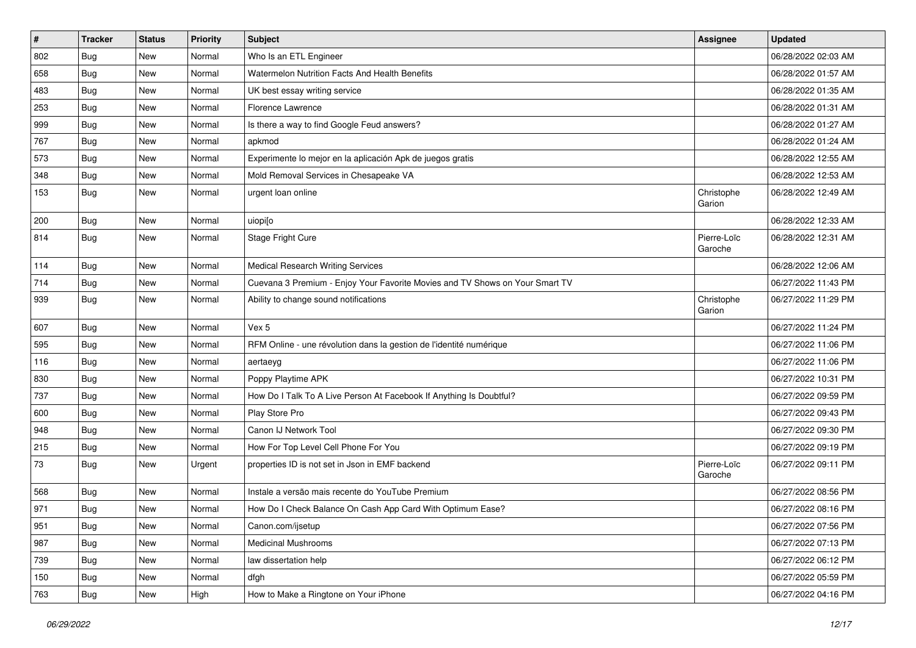| # | Tracker | Status | Priority | Subject | Assignee | Updated |
|---|---|---|---|---|---|---|
| 802 | Bug | New | Normal | Who Is an ETL Engineer | | 06/28/2022 02:03 AM |
| 658 | Bug | New | Normal | Watermelon Nutrition Facts And Health Benefits | | 06/28/2022 01:57 AM |
| 483 | Bug | New | Normal | UK best essay writing service | | 06/28/2022 01:35 AM |
| 253 | Bug | New | Normal | Florence Lawrence | | 06/28/2022 01:31 AM |
| 999 | Bug | New | Normal | Is there a way to find Google Feud answers? | | 06/28/2022 01:27 AM |
| 767 | Bug | New | Normal | apkmod | | 06/28/2022 01:24 AM |
| 573 | Bug | New | Normal | Experimente lo mejor en la aplicación Apk de juegos gratis | | 06/28/2022 12:55 AM |
| 348 | Bug | New | Normal | Mold Removal Services in Chesapeake VA | | 06/28/2022 12:53 AM |
| 153 | Bug | New | Normal | urgent loan online | Christophe Garion | 06/28/2022 12:49 AM |
| 200 | Bug | New | Normal | uiopi[o | | 06/28/2022 12:33 AM |
| 814 | Bug | New | Normal | Stage Fright Cure | Pierre-Loïc Garoche | 06/28/2022 12:31 AM |
| 114 | Bug | New | Normal | Medical Research Writing Services | | 06/28/2022 12:06 AM |
| 714 | Bug | New | Normal | Cuevana 3 Premium - Enjoy Your Favorite Movies and TV Shows on Your Smart TV | | 06/27/2022 11:43 PM |
| 939 | Bug | New | Normal | Ability to change sound notifications | Christophe Garion | 06/27/2022 11:29 PM |
| 607 | Bug | New | Normal | Vex 5 | | 06/27/2022 11:24 PM |
| 595 | Bug | New | Normal | RFM Online - une révolution dans la gestion de l'identité numérique | | 06/27/2022 11:06 PM |
| 116 | Bug | New | Normal | aertaeyg | | 06/27/2022 11:06 PM |
| 830 | Bug | New | Normal | Poppy Playtime APK | | 06/27/2022 10:31 PM |
| 737 | Bug | New | Normal | How Do I Talk To A Live Person At Facebook If Anything Is Doubtful? | | 06/27/2022 09:59 PM |
| 600 | Bug | New | Normal | Play Store Pro | | 06/27/2022 09:43 PM |
| 948 | Bug | New | Normal | Canon IJ Network Tool | | 06/27/2022 09:30 PM |
| 215 | Bug | New | Normal | How For Top Level Cell Phone For You | | 06/27/2022 09:19 PM |
| 73 | Bug | New | Urgent | properties ID is not set in Json in EMF backend | Pierre-Loïc Garoche | 06/27/2022 09:11 PM |
| 568 | Bug | New | Normal | Instale a versão mais recente do YouTube Premium | | 06/27/2022 08:56 PM |
| 971 | Bug | New | Normal | How Do I Check Balance On Cash App Card With Optimum Ease? | | 06/27/2022 08:16 PM |
| 951 | Bug | New | Normal | Canon.com/ijsetup | | 06/27/2022 07:56 PM |
| 987 | Bug | New | Normal | Medicinal Mushrooms | | 06/27/2022 07:13 PM |
| 739 | Bug | New | Normal | law dissertation help | | 06/27/2022 06:12 PM |
| 150 | Bug | New | Normal | dfgh | | 06/27/2022 05:59 PM |
| 763 | Bug | New | High | How to Make a Ringtone on Your iPhone | | 06/27/2022 04:16 PM |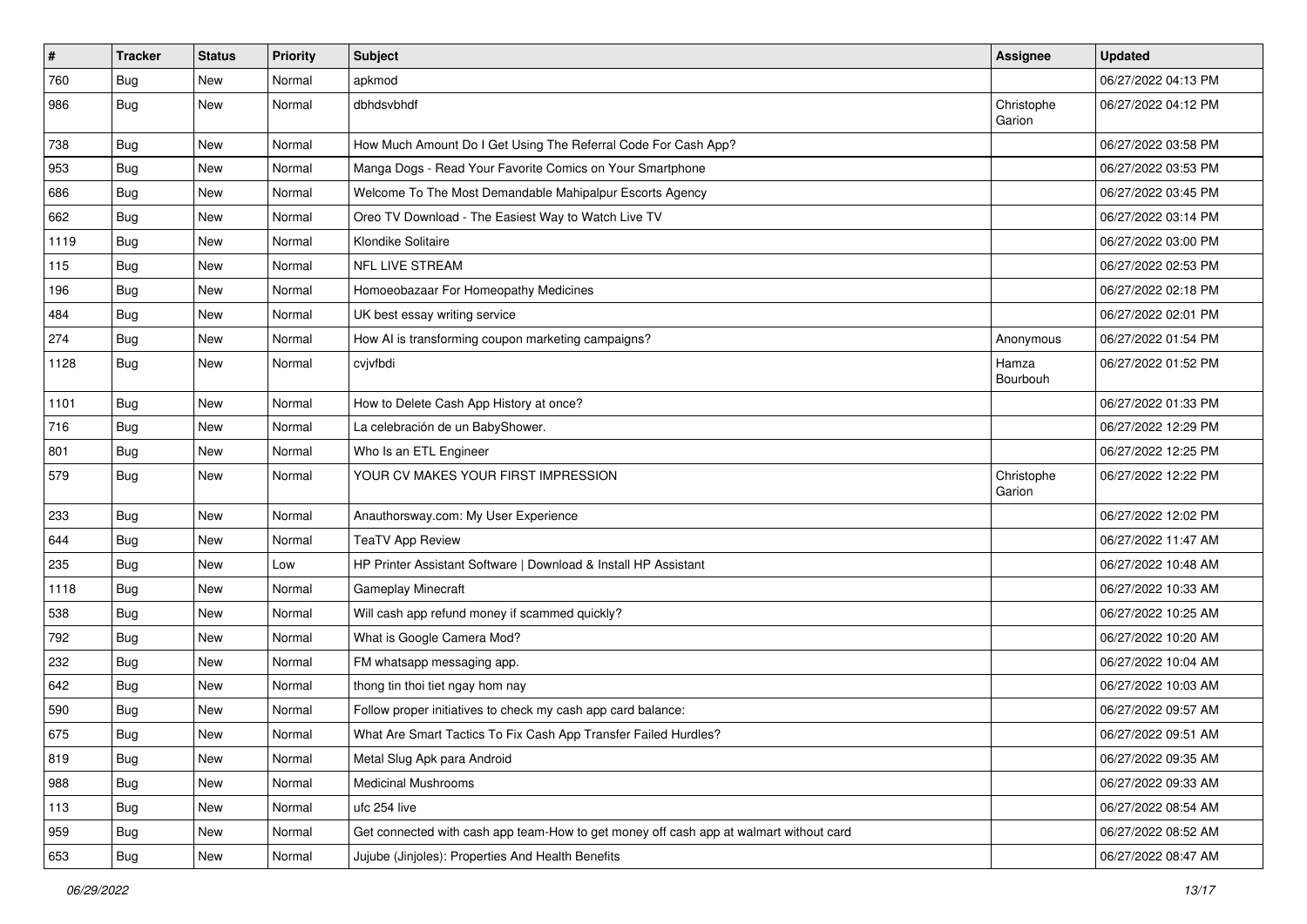| # | Tracker | Status | Priority | Subject | Assignee | Updated |
|---|---|---|---|---|---|---|
| 760 | Bug | New | Normal | apkmod | | 06/27/2022 04:13 PM |
| 986 | Bug | New | Normal | dbhdsvbhdf | Christophe Garion | 06/27/2022 04:12 PM |
| 738 | Bug | New | Normal | How Much Amount Do I Get Using The Referral Code For Cash App? | | 06/27/2022 03:58 PM |
| 953 | Bug | New | Normal | Manga Dogs - Read Your Favorite Comics on Your Smartphone | | 06/27/2022 03:53 PM |
| 686 | Bug | New | Normal | Welcome To The Most Demandable Mahipalpur Escorts Agency | | 06/27/2022 03:45 PM |
| 662 | Bug | New | Normal | Oreo TV Download - The Easiest Way to Watch Live TV | | 06/27/2022 03:14 PM |
| 1119 | Bug | New | Normal | Klondike Solitaire | | 06/27/2022 03:00 PM |
| 115 | Bug | New | Normal | NFL LIVE STREAM | | 06/27/2022 02:53 PM |
| 196 | Bug | New | Normal | Homoeobazaar For Homeopathy Medicines | | 06/27/2022 02:18 PM |
| 484 | Bug | New | Normal | UK best essay writing service | | 06/27/2022 02:01 PM |
| 274 | Bug | New | Normal | How AI is transforming coupon marketing campaigns? | Anonymous | 06/27/2022 01:54 PM |
| 1128 | Bug | New | Normal | cvjvfbdi | Hamza Bourbouh | 06/27/2022 01:52 PM |
| 1101 | Bug | New | Normal | How to Delete Cash App History at once? | | 06/27/2022 01:33 PM |
| 716 | Bug | New | Normal | La celebración de un BabyShower. | | 06/27/2022 12:29 PM |
| 801 | Bug | New | Normal | Who Is an ETL Engineer | | 06/27/2022 12:25 PM |
| 579 | Bug | New | Normal | YOUR CV MAKES YOUR FIRST IMPRESSION | Christophe Garion | 06/27/2022 12:22 PM |
| 233 | Bug | New | Normal | Anauthorsway.com: My User Experience | | 06/27/2022 12:02 PM |
| 644 | Bug | New | Normal | TeaTV App Review | | 06/27/2022 11:47 AM |
| 235 | Bug | New | Low | HP Printer Assistant Software \| Download & Install HP Assistant | | 06/27/2022 10:48 AM |
| 1118 | Bug | New | Normal | Gameplay Minecraft | | 06/27/2022 10:33 AM |
| 538 | Bug | New | Normal | Will cash app refund money if scammed quickly? | | 06/27/2022 10:25 AM |
| 792 | Bug | New | Normal | What is Google Camera Mod? | | 06/27/2022 10:20 AM |
| 232 | Bug | New | Normal | FM whatsapp messaging app. | | 06/27/2022 10:04 AM |
| 642 | Bug | New | Normal | thong tin thoi tiet ngay hom nay | | 06/27/2022 10:03 AM |
| 590 | Bug | New | Normal | Follow proper initiatives to check my cash app card balance: | | 06/27/2022 09:57 AM |
| 675 | Bug | New | Normal | What Are Smart Tactics To Fix Cash App Transfer Failed Hurdles? | | 06/27/2022 09:51 AM |
| 819 | Bug | New | Normal | Metal Slug Apk para Android | | 06/27/2022 09:35 AM |
| 988 | Bug | New | Normal | Medicinal Mushrooms | | 06/27/2022 09:33 AM |
| 113 | Bug | New | Normal | ufc 254 live | | 06/27/2022 08:54 AM |
| 959 | Bug | New | Normal | Get connected with cash app team-How to get money off cash app at walmart without card | | 06/27/2022 08:52 AM |
| 653 | Bug | New | Normal | Jujube (Jinjoles): Properties And Health Benefits | | 06/27/2022 08:47 AM |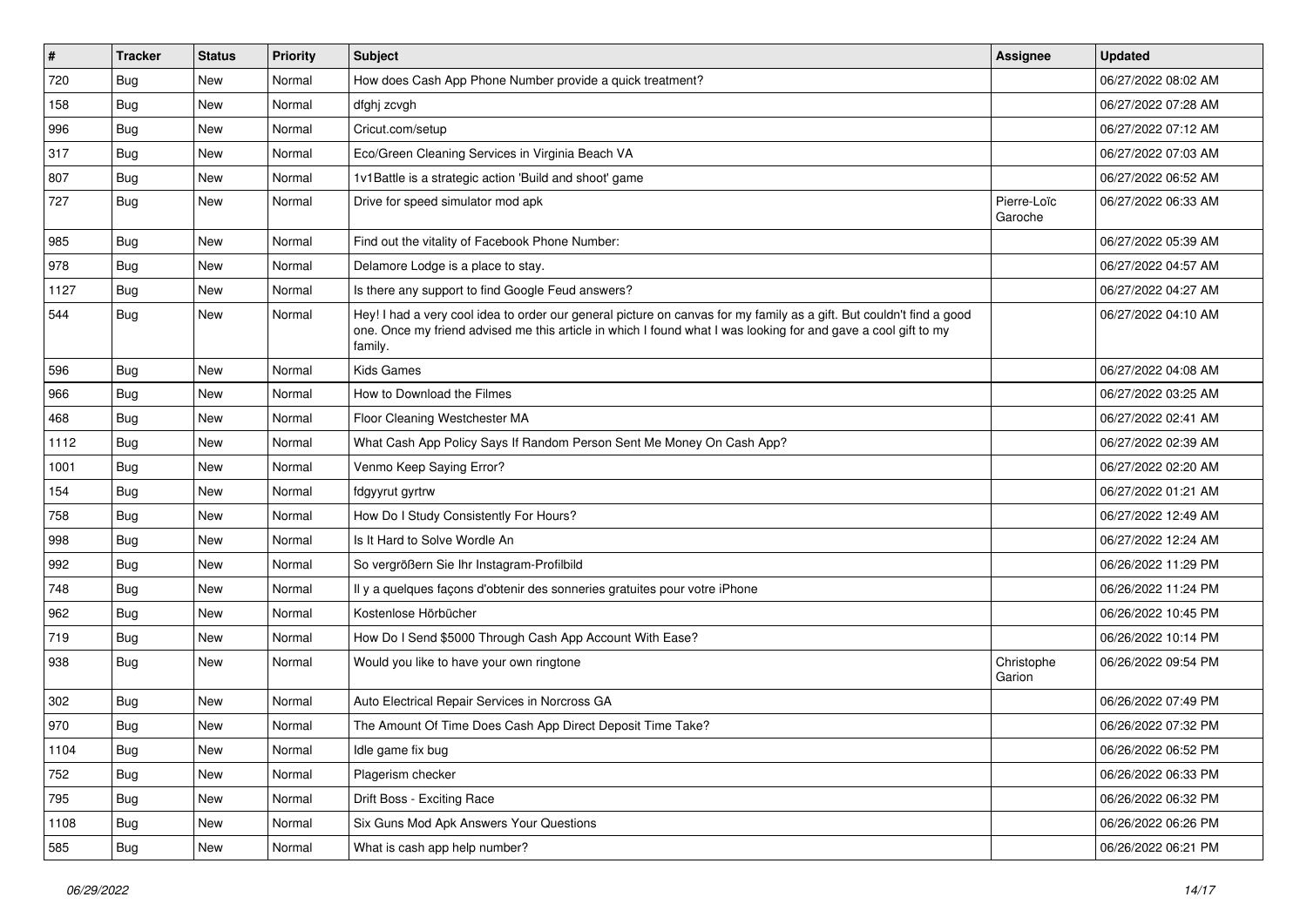| # | Tracker | Status | Priority | Subject | Assignee | Updated |
|---|---|---|---|---|---|---|
| 720 | Bug | New | Normal | How does Cash App Phone Number provide a quick treatment? | | 06/27/2022 08:02 AM |
| 158 | Bug | New | Normal | dfghj zcvgh | | 06/27/2022 07:28 AM |
| 996 | Bug | New | Normal | Cricut.com/setup | | 06/27/2022 07:12 AM |
| 317 | Bug | New | Normal | Eco/Green Cleaning Services in Virginia Beach VA | | 06/27/2022 07:03 AM |
| 807 | Bug | New | Normal | 1v1Battle is a strategic action 'Build and shoot' game | | 06/27/2022 06:52 AM |
| 727 | Bug | New | Normal | Drive for speed simulator mod apk | Pierre-Loïc Garoche | 06/27/2022 06:33 AM |
| 985 | Bug | New | Normal | Find out the vitality of Facebook Phone Number: | | 06/27/2022 05:39 AM |
| 978 | Bug | New | Normal | Delamore Lodge is a place to stay. | | 06/27/2022 04:57 AM |
| 1127 | Bug | New | Normal | Is there any support to find Google Feud answers? | | 06/27/2022 04:27 AM |
| 544 | Bug | New | Normal | Hey! I had a very cool idea to order our general picture on canvas for my family as a gift. But couldn't find a good one. Once my friend advised me this article in which I found what I was looking for and gave a cool gift to my family. | | 06/27/2022 04:10 AM |
| 596 | Bug | New | Normal | Kids Games | | 06/27/2022 04:08 AM |
| 966 | Bug | New | Normal | How to Download the Filmes | | 06/27/2022 03:25 AM |
| 468 | Bug | New | Normal | Floor Cleaning Westchester MA | | 06/27/2022 02:41 AM |
| 1112 | Bug | New | Normal | What Cash App Policy Says If Random Person Sent Me Money On Cash App? | | 06/27/2022 02:39 AM |
| 1001 | Bug | New | Normal | Venmo Keep Saying Error? | | 06/27/2022 02:20 AM |
| 154 | Bug | New | Normal | fdgyyrut gyrtrw | | 06/27/2022 01:21 AM |
| 758 | Bug | New | Normal | How Do I Study Consistently For Hours? | | 06/27/2022 12:49 AM |
| 998 | Bug | New | Normal | Is It Hard to Solve Wordle An | | 06/27/2022 12:24 AM |
| 992 | Bug | New | Normal | So vergrößern Sie Ihr Instagram-Profilbild | | 06/26/2022 11:29 PM |
| 748 | Bug | New | Normal | Il y a quelques façons d'obtenir des sonneries gratuites pour votre iPhone | | 06/26/2022 11:24 PM |
| 962 | Bug | New | Normal | Kostenlose Hörbücher | | 06/26/2022 10:45 PM |
| 719 | Bug | New | Normal | How Do I Send $5000 Through Cash App Account With Ease? | | 06/26/2022 10:14 PM |
| 938 | Bug | New | Normal | Would you like to have your own ringtone | Christophe Garion | 06/26/2022 09:54 PM |
| 302 | Bug | New | Normal | Auto Electrical Repair Services in Norcross GA | | 06/26/2022 07:49 PM |
| 970 | Bug | New | Normal | The Amount Of Time Does Cash App Direct Deposit Time Take? | | 06/26/2022 07:32 PM |
| 1104 | Bug | New | Normal | Idle game fix bug | | 06/26/2022 06:52 PM |
| 752 | Bug | New | Normal | Plagerism checker | | 06/26/2022 06:33 PM |
| 795 | Bug | New | Normal | Drift Boss - Exciting Race | | 06/26/2022 06:32 PM |
| 1108 | Bug | New | Normal | Six Guns Mod Apk Answers Your Questions | | 06/26/2022 06:26 PM |
| 585 | Bug | New | Normal | What is cash app help number? | | 06/26/2022 06:21 PM |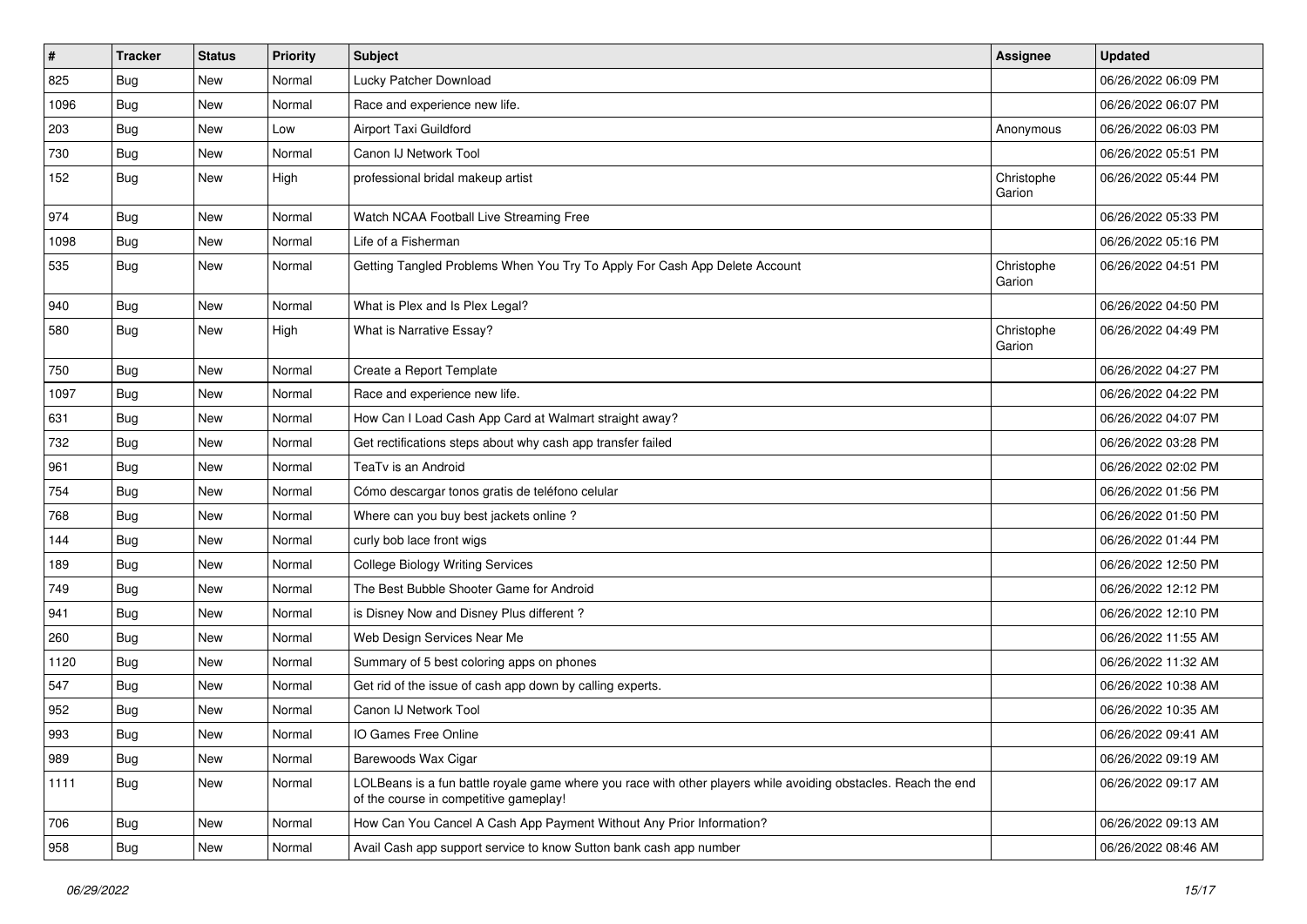| # | Tracker | Status | Priority | Subject | Assignee | Updated |
|---|---|---|---|---|---|---|
| 825 | Bug | New | Normal | Lucky Patcher Download | | 06/26/2022 06:09 PM |
| 1096 | Bug | New | Normal | Race and experience new life. | | 06/26/2022 06:07 PM |
| 203 | Bug | New | Low | Airport Taxi Guildford | Anonymous | 06/26/2022 06:03 PM |
| 730 | Bug | New | Normal | Canon IJ Network Tool | | 06/26/2022 05:51 PM |
| 152 | Bug | New | High | professional bridal makeup artist | Christophe Garion | 06/26/2022 05:44 PM |
| 974 | Bug | New | Normal | Watch NCAA Football Live Streaming Free | | 06/26/2022 05:33 PM |
| 1098 | Bug | New | Normal | Life of a Fisherman | | 06/26/2022 05:16 PM |
| 535 | Bug | New | Normal | Getting Tangled Problems When You Try To Apply For Cash App Delete Account | Christophe Garion | 06/26/2022 04:51 PM |
| 940 | Bug | New | Normal | What is Plex and Is Plex Legal? | | 06/26/2022 04:50 PM |
| 580 | Bug | New | High | What is Narrative Essay? | Christophe Garion | 06/26/2022 04:49 PM |
| 750 | Bug | New | Normal | Create a Report Template | | 06/26/2022 04:27 PM |
| 1097 | Bug | New | Normal | Race and experience new life. | | 06/26/2022 04:22 PM |
| 631 | Bug | New | Normal | How Can I Load Cash App Card at Walmart straight away? | | 06/26/2022 04:07 PM |
| 732 | Bug | New | Normal | Get rectifications steps about why cash app transfer failed | | 06/26/2022 03:28 PM |
| 961 | Bug | New | Normal | TeaTv is an Android | | 06/26/2022 02:02 PM |
| 754 | Bug | New | Normal | Cómo descargar tonos gratis de teléfono celular | | 06/26/2022 01:56 PM |
| 768 | Bug | New | Normal | Where can you buy best jackets online ? | | 06/26/2022 01:50 PM |
| 144 | Bug | New | Normal | curly bob lace front wigs | | 06/26/2022 01:44 PM |
| 189 | Bug | New | Normal | College Biology Writing Services | | 06/26/2022 12:50 PM |
| 749 | Bug | New | Normal | The Best Bubble Shooter Game for Android | | 06/26/2022 12:12 PM |
| 941 | Bug | New | Normal | is Disney Now and Disney Plus different ? | | 06/26/2022 12:10 PM |
| 260 | Bug | New | Normal | Web Design Services Near Me | | 06/26/2022 11:55 AM |
| 1120 | Bug | New | Normal | Summary of 5 best coloring apps on phones | | 06/26/2022 11:32 AM |
| 547 | Bug | New | Normal | Get rid of the issue of cash app down by calling experts. | | 06/26/2022 10:38 AM |
| 952 | Bug | New | Normal | Canon IJ Network Tool | | 06/26/2022 10:35 AM |
| 993 | Bug | New | Normal | IO Games Free Online | | 06/26/2022 09:41 AM |
| 989 | Bug | New | Normal | Barewoods Wax Cigar | | 06/26/2022 09:19 AM |
| 1111 | Bug | New | Normal | LOLBeans is a fun battle royale game where you race with other players while avoiding obstacles. Reach the end of the course in competitive gameplay! | | 06/26/2022 09:17 AM |
| 706 | Bug | New | Normal | How Can You Cancel A Cash App Payment Without Any Prior Information? | | 06/26/2022 09:13 AM |
| 958 | Bug | New | Normal | Avail Cash app support service to know Sutton bank cash app number | | 06/26/2022 08:46 AM |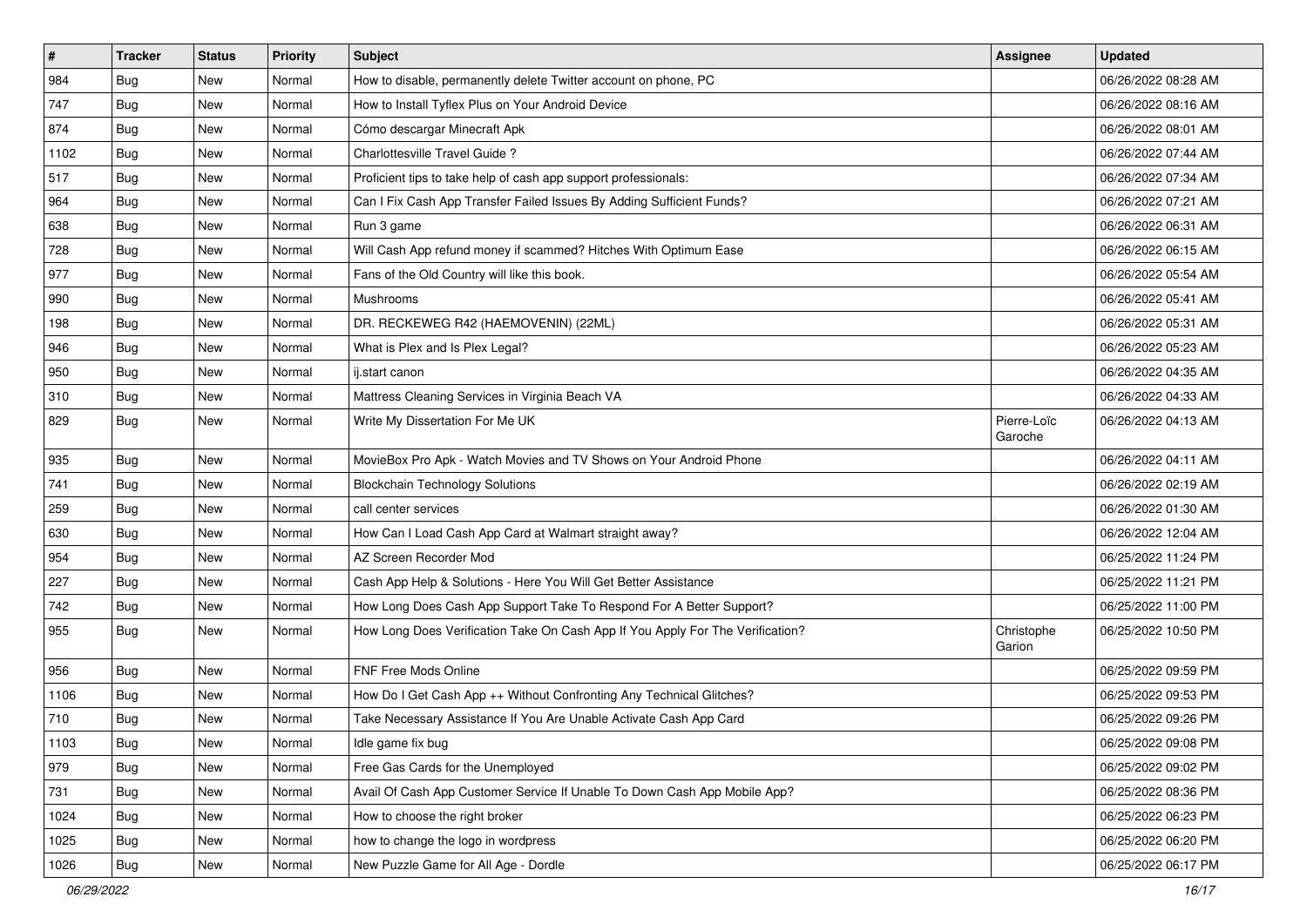| # | Tracker | Status | Priority | Subject | Assignee | Updated |
|---|---|---|---|---|---|---|
| 984 | Bug | New | Normal | How to disable, permanently delete Twitter account on phone, PC | | 06/26/2022 08:28 AM |
| 747 | Bug | New | Normal | How to Install Tyflex Plus on Your Android Device | | 06/26/2022 08:16 AM |
| 874 | Bug | New | Normal | Cómo descargar Minecraft Apk | | 06/26/2022 08:01 AM |
| 1102 | Bug | New | Normal | Charlottesville Travel Guide ? | | 06/26/2022 07:44 AM |
| 517 | Bug | New | Normal | Proficient tips to take help of cash app support professionals: | | 06/26/2022 07:34 AM |
| 964 | Bug | New | Normal | Can I Fix Cash App Transfer Failed Issues By Adding Sufficient Funds? | | 06/26/2022 07:21 AM |
| 638 | Bug | New | Normal | Run 3 game | | 06/26/2022 06:31 AM |
| 728 | Bug | New | Normal | Will Cash App refund money if scammed? Hitches With Optimum Ease | | 06/26/2022 06:15 AM |
| 977 | Bug | New | Normal | Fans of the Old Country will like this book. | | 06/26/2022 05:54 AM |
| 990 | Bug | New | Normal | Mushrooms | | 06/26/2022 05:41 AM |
| 198 | Bug | New | Normal | DR. RECKEWEG R42 (HAEMOVENIN) (22ML) | | 06/26/2022 05:31 AM |
| 946 | Bug | New | Normal | What is Plex and Is Plex Legal? | | 06/26/2022 05:23 AM |
| 950 | Bug | New | Normal | ij.start canon | | 06/26/2022 04:35 AM |
| 310 | Bug | New | Normal | Mattress Cleaning Services in Virginia Beach VA | | 06/26/2022 04:33 AM |
| 829 | Bug | New | Normal | Write My Dissertation For Me UK | Pierre-Loïc Garoche | 06/26/2022 04:13 AM |
| 935 | Bug | New | Normal | MovieBox Pro Apk - Watch Movies and TV Shows on Your Android Phone | | 06/26/2022 04:11 AM |
| 741 | Bug | New | Normal | Blockchain Technology Solutions | | 06/26/2022 02:19 AM |
| 259 | Bug | New | Normal | call center services | | 06/26/2022 01:30 AM |
| 630 | Bug | New | Normal | How Can I Load Cash App Card at Walmart straight away? | | 06/26/2022 12:04 AM |
| 954 | Bug | New | Normal | AZ Screen Recorder Mod | | 06/25/2022 11:24 PM |
| 227 | Bug | New | Normal | Cash App Help & Solutions - Here You Will Get Better Assistance | | 06/25/2022 11:21 PM |
| 742 | Bug | New | Normal | How Long Does Cash App Support Take To Respond For A Better Support? | | 06/25/2022 11:00 PM |
| 955 | Bug | New | Normal | How Long Does Verification Take On Cash App If You Apply For The Verification? | Christophe Garion | 06/25/2022 10:50 PM |
| 956 | Bug | New | Normal | FNF Free Mods Online | | 06/25/2022 09:59 PM |
| 1106 | Bug | New | Normal | How Do I Get Cash App ++ Without Confronting Any Technical Glitches? | | 06/25/2022 09:53 PM |
| 710 | Bug | New | Normal | Take Necessary Assistance If You Are Unable Activate Cash App Card | | 06/25/2022 09:26 PM |
| 1103 | Bug | New | Normal | Idle game fix bug | | 06/25/2022 09:08 PM |
| 979 | Bug | New | Normal | Free Gas Cards for the Unemployed | | 06/25/2022 09:02 PM |
| 731 | Bug | New | Normal | Avail Of Cash App Customer Service If Unable To Down Cash App Mobile App? | | 06/25/2022 08:36 PM |
| 1024 | Bug | New | Normal | How to choose the right broker | | 06/25/2022 06:23 PM |
| 1025 | Bug | New | Normal | how to change the logo in wordpress | | 06/25/2022 06:20 PM |
| 1026 | Bug | New | Normal | New Puzzle Game for All Age - Dordle | | 06/25/2022 06:17 PM |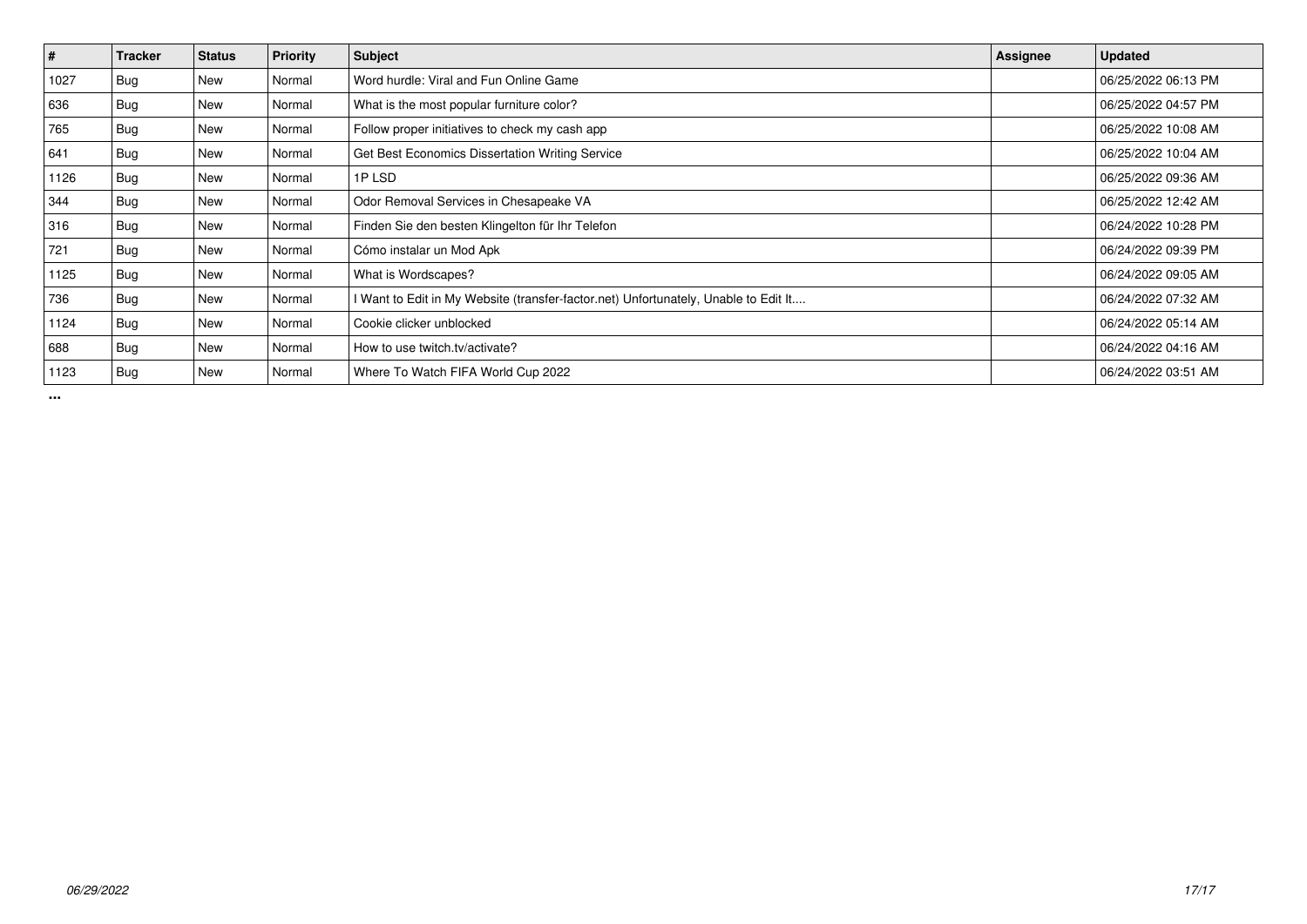| # | Tracker | Status | Priority | Subject | Assignee | Updated |
|---|---|---|---|---|---|---|
| 1027 | Bug | New | Normal | Word hurdle: Viral and Fun Online Game | | 06/25/2022 06:13 PM |
| 636 | Bug | New | Normal | What is the most popular furniture color? | | 06/25/2022 04:57 PM |
| 765 | Bug | New | Normal | Follow proper initiatives to check my cash app | | 06/25/2022 10:08 AM |
| 641 | Bug | New | Normal | Get Best Economics Dissertation Writing Service | | 06/25/2022 10:04 AM |
| 1126 | Bug | New | Normal | 1P LSD | | 06/25/2022 09:36 AM |
| 344 | Bug | New | Normal | Odor Removal Services in Chesapeake VA | | 06/25/2022 12:42 AM |
| 316 | Bug | New | Normal | Finden Sie den besten Klingelton für Ihr Telefon | | 06/24/2022 10:28 PM |
| 721 | Bug | New | Normal | Cómo instalar un Mod Apk | | 06/24/2022 09:39 PM |
| 1125 | Bug | New | Normal | What is Wordscapes? | | 06/24/2022 09:05 AM |
| 736 | Bug | New | Normal | I Want to Edit in My Website (transfer-factor.net) Unfortunately, Unable to Edit It.... | | 06/24/2022 07:32 AM |
| 1124 | Bug | New | Normal | Cookie clicker unblocked | | 06/24/2022 05:14 AM |
| 688 | Bug | New | Normal | How to use twitch.tv/activate? | | 06/24/2022 04:16 AM |
| 1123 | Bug | New | Normal | Where To Watch FIFA World Cup 2022 | | 06/24/2022 03:51 AM |

...